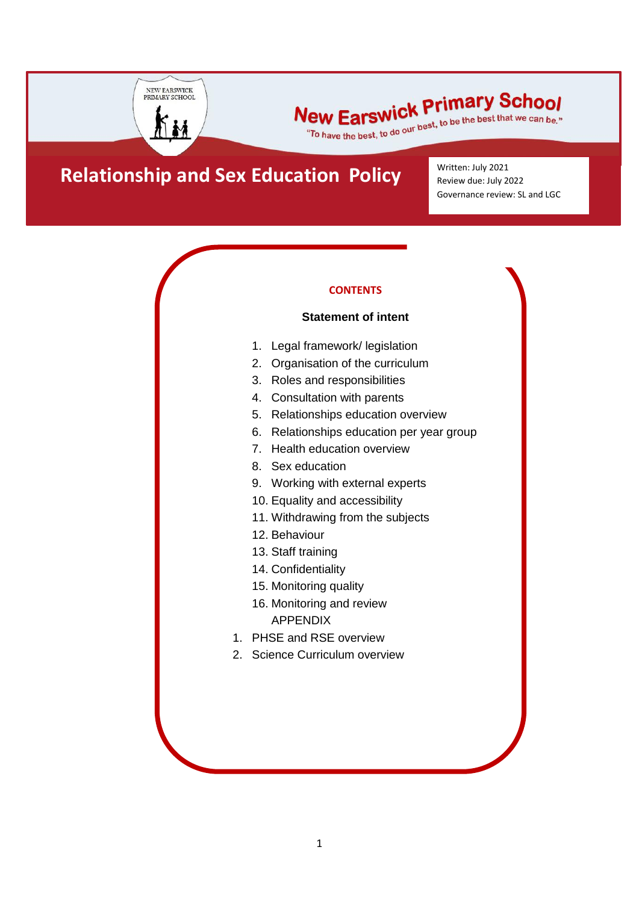# New Earswick Primary School

"To have the best, to do our best, to be the best that we can be."

# Relationship and Sex Education Policy

Written: July 2021
Review due: July 2022
Governance review: SL and LGC

## CONTENTS

**Statement of intent**

1. Legal framework/ legislation
2. Organisation of the curriculum
3. Roles and responsibilities
4. Consultation with parents
5. Relationships education overview
6. Relationships education per year group
7. Health education overview
8. Sex education
9. Working with external experts
10. Equality and accessibility
11. Withdrawing from the subjects
12. Behaviour
13. Staff training
14. Confidentiality
15. Monitoring quality
16. Monitoring and review

APPENDIX

1. PHSE and RSE overview
2. Science Curriculum overview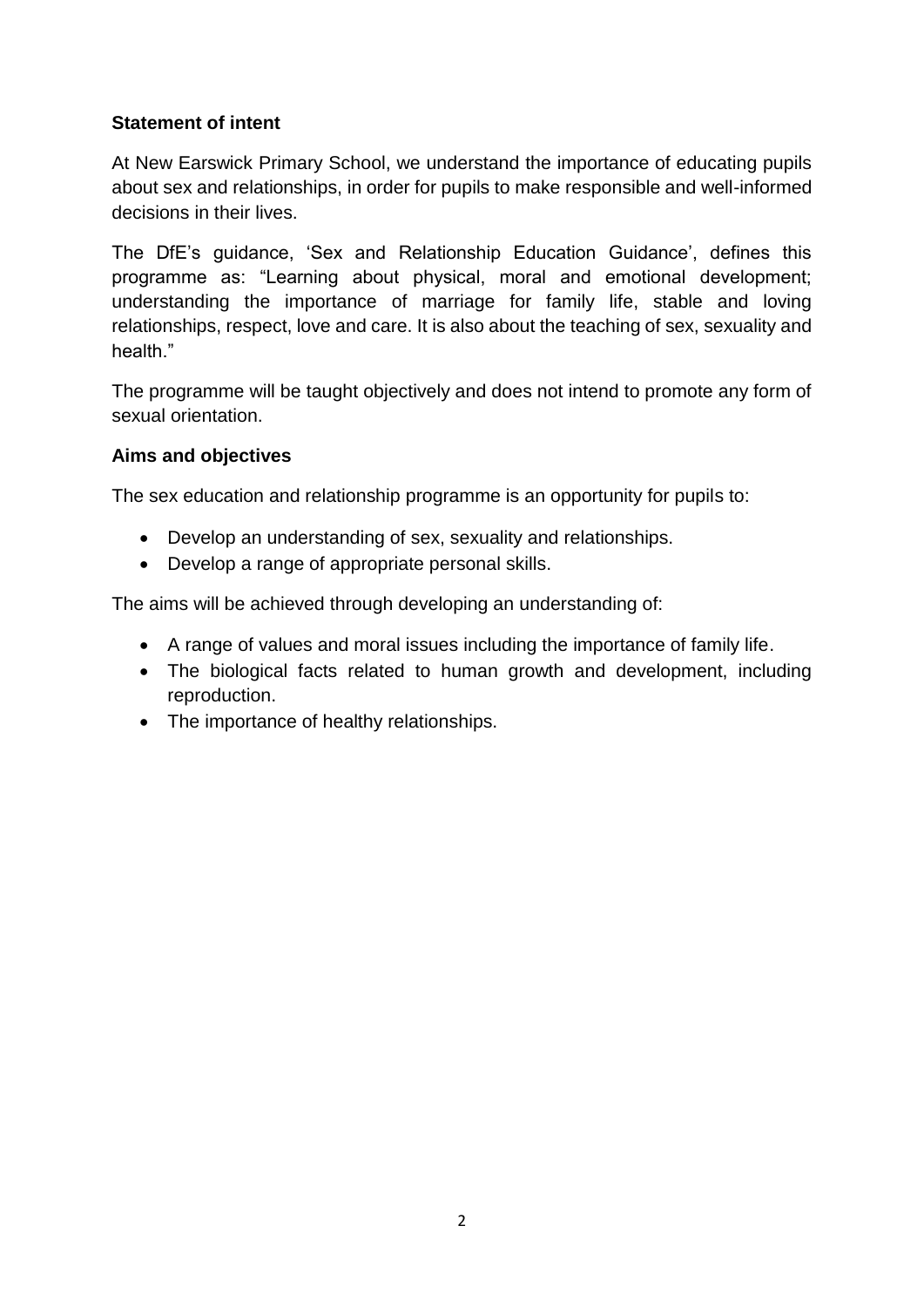## Statement of intent

At New Earswick Primary School, we understand the importance of educating pupils about sex and relationships, in order for pupils to make responsible and well-informed decisions in their lives.

The DfE's guidance, 'Sex and Relationship Education Guidance', defines this programme as: "Learning about physical, moral and emotional development; understanding the importance of marriage for family life, stable and loving relationships, respect, love and care. It is also about the teaching of sex, sexuality and health."

The programme will be taught objectively and does not intend to promote any form of sexual orientation.

## Aims and objectives

The sex education and relationship programme is an opportunity for pupils to:

- Develop an understanding of sex, sexuality and relationships.
- Develop a range of appropriate personal skills.

The aims will be achieved through developing an understanding of:

- A range of values and moral issues including the importance of family life.
- The biological facts related to human growth and development, including reproduction.
- The importance of healthy relationships.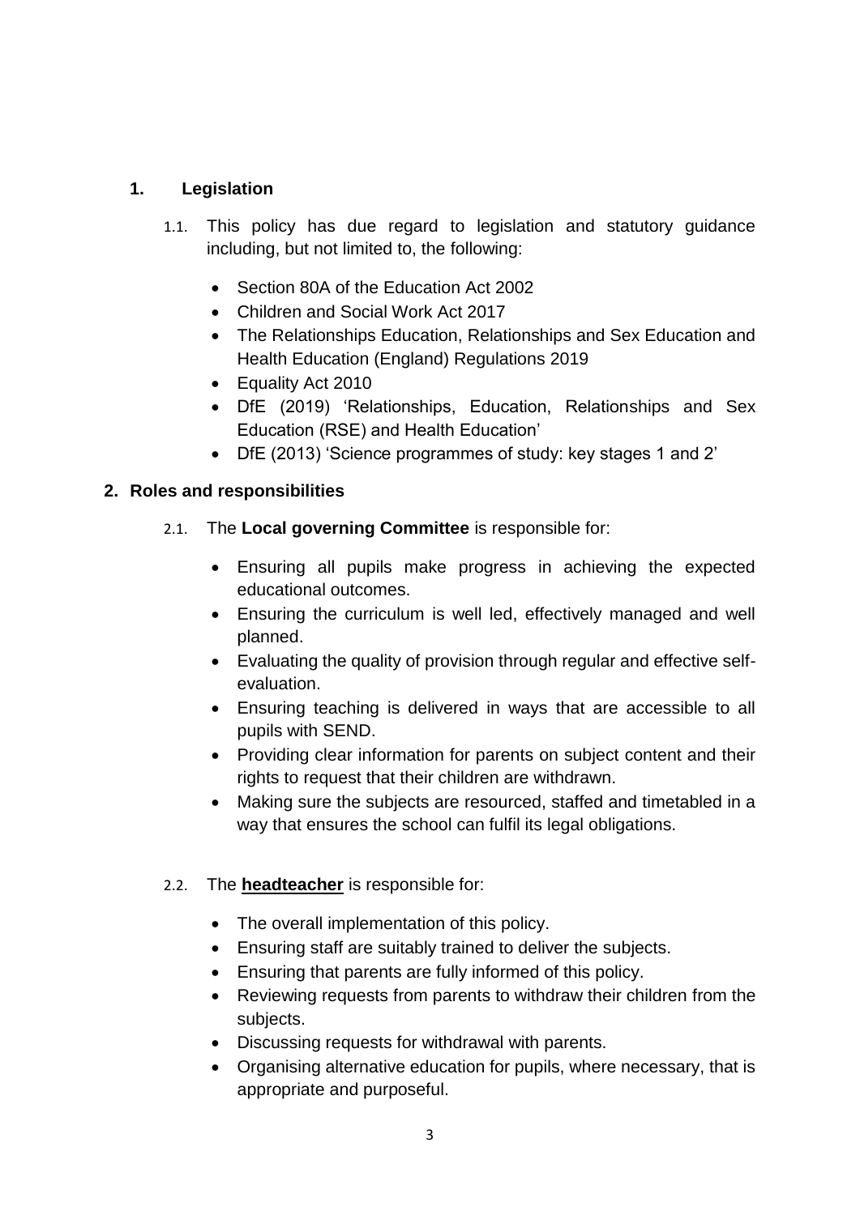## 1. Legislation

1.1. This policy has due regard to legislation and statutory guidance including, but not limited to, the following:

- Section 80A of the Education Act 2002
- Children and Social Work Act 2017
- The Relationships Education, Relationships and Sex Education and Health Education (England) Regulations 2019
- Equality Act 2010
- DfE (2019) 'Relationships, Education, Relationships and Sex Education (RSE) and Health Education'
- DfE (2013) 'Science programmes of study: key stages 1 and 2'

## 2. Roles and responsibilities

2.1. The **Local governing Committee** is responsible for:

- Ensuring all pupils make progress in achieving the expected educational outcomes.
- Ensuring the curriculum is well led, effectively managed and well planned.
- Evaluating the quality of provision through regular and effective self-evaluation.
- Ensuring teaching is delivered in ways that are accessible to all pupils with SEND.
- Providing clear information for parents on subject content and their rights to request that their children are withdrawn.
- Making sure the subjects are resourced, staffed and timetabled in a way that ensures the school can fulfil its legal obligations.

2.2. The **headteacher** is responsible for:

- The overall implementation of this policy.
- Ensuring staff are suitably trained to deliver the subjects.
- Ensuring that parents are fully informed of this policy.
- Reviewing requests from parents to withdraw their children from the subjects.
- Discussing requests for withdrawal with parents.
- Organising alternative education for pupils, where necessary, that is appropriate and purposeful.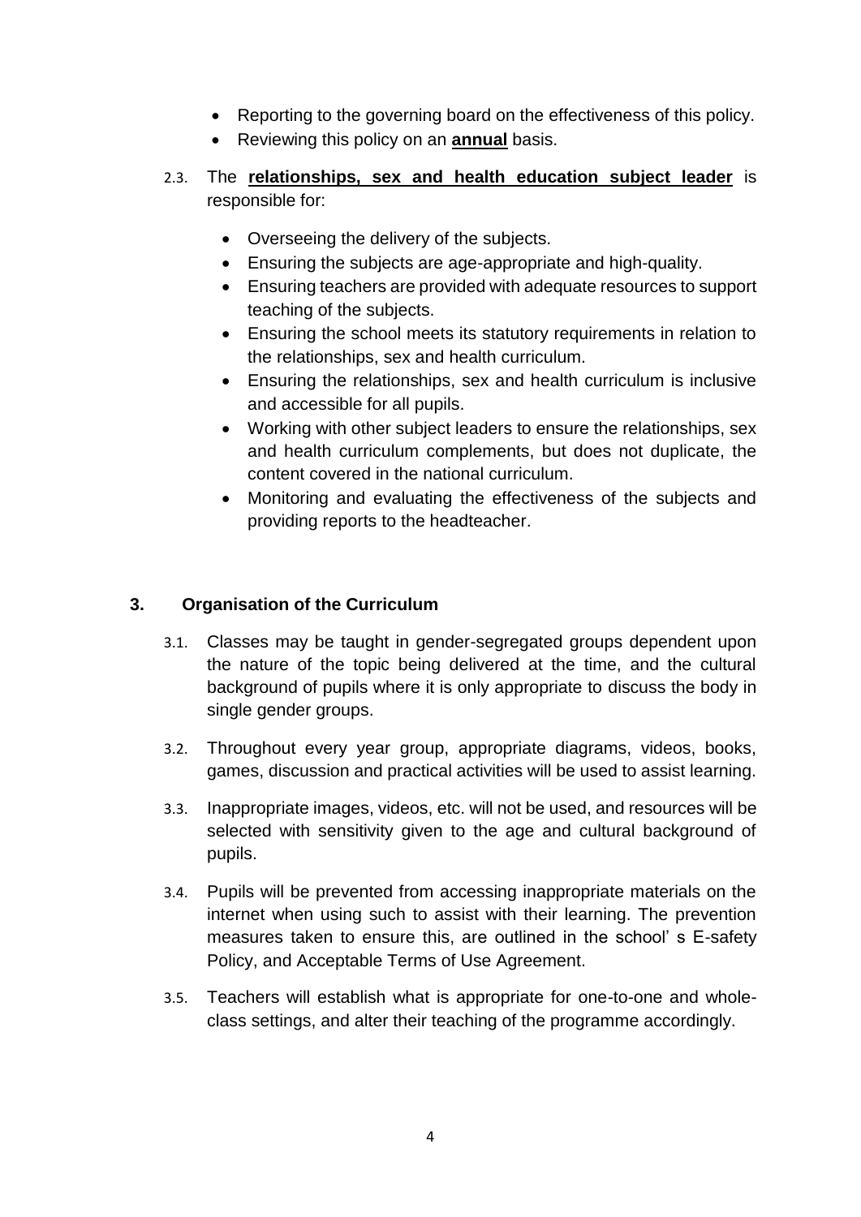- Reporting to the governing board on the effectiveness of this policy.
- Reviewing this policy on an **annual** basis.

2.3. The **relationships, sex and health education subject leader** is responsible for:

- Overseeing the delivery of the subjects.
- Ensuring the subjects are age-appropriate and high-quality.
- Ensuring teachers are provided with adequate resources to support teaching of the subjects.
- Ensuring the school meets its statutory requirements in relation to the relationships, sex and health curriculum.
- Ensuring the relationships, sex and health curriculum is inclusive and accessible for all pupils.
- Working with other subject leaders to ensure the relationships, sex and health curriculum complements, but does not duplicate, the content covered in the national curriculum.
- Monitoring and evaluating the effectiveness of the subjects and providing reports to the headteacher.

## 3. Organisation of the Curriculum

3.1. Classes may be taught in gender-segregated groups dependent upon the nature of the topic being delivered at the time, and the cultural background of pupils where it is only appropriate to discuss the body in single gender groups.

3.2. Throughout every year group, appropriate diagrams, videos, books, games, discussion and practical activities will be used to assist learning.

3.3. Inappropriate images, videos, etc. will not be used, and resources will be selected with sensitivity given to the age and cultural background of pupils.

3.4. Pupils will be prevented from accessing inappropriate materials on the internet when using such to assist with their learning. The prevention measures taken to ensure this, are outlined in the school' s E-safety Policy, and Acceptable Terms of Use Agreement.

3.5. Teachers will establish what is appropriate for one-to-one and whole-class settings, and alter their teaching of the programme accordingly.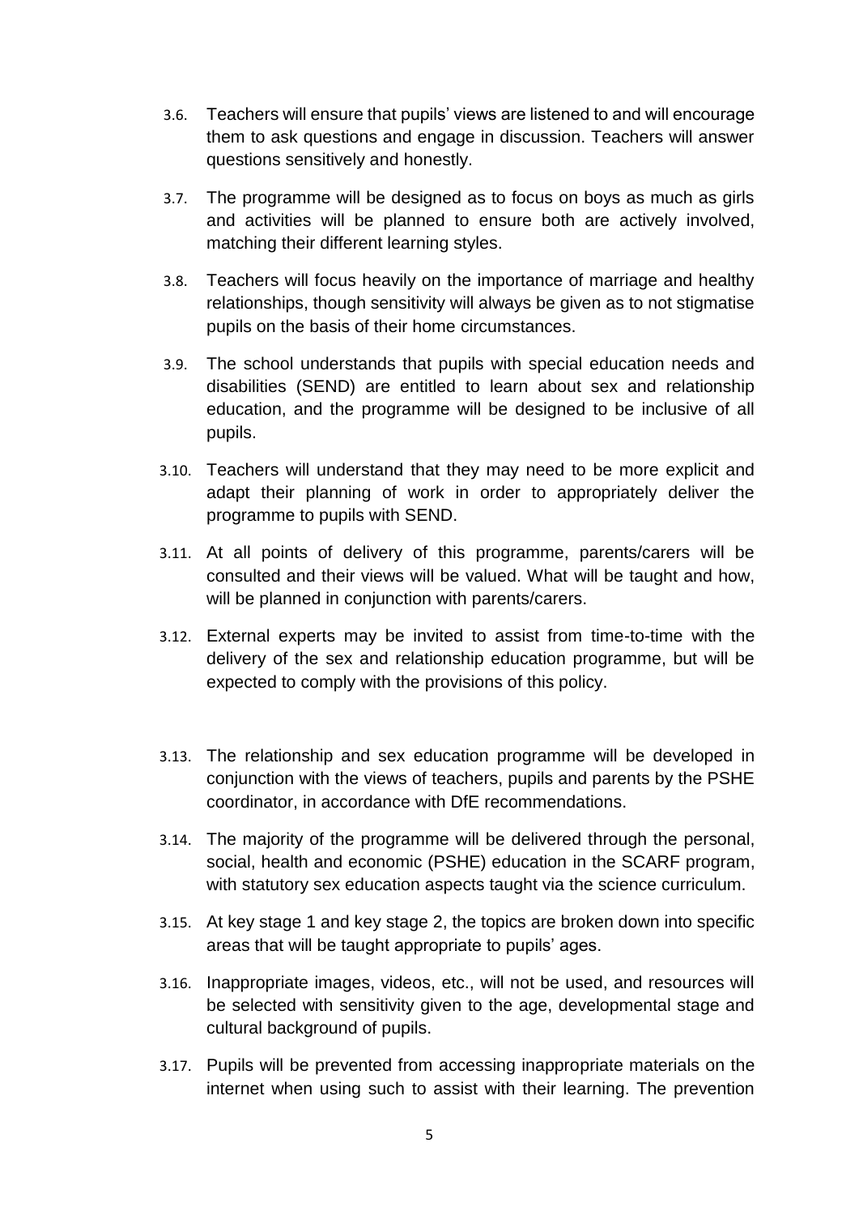3.6. Teachers will ensure that pupils' views are listened to and will encourage them to ask questions and engage in discussion. Teachers will answer questions sensitively and honestly.

3.7. The programme will be designed as to focus on boys as much as girls and activities will be planned to ensure both are actively involved, matching their different learning styles.

3.8. Teachers will focus heavily on the importance of marriage and healthy relationships, though sensitivity will always be given as to not stigmatise pupils on the basis of their home circumstances.

3.9. The school understands that pupils with special education needs and disabilities (SEND) are entitled to learn about sex and relationship education, and the programme will be designed to be inclusive of all pupils.

3.10. Teachers will understand that they may need to be more explicit and adapt their planning of work in order to appropriately deliver the programme to pupils with SEND.

3.11. At all points of delivery of this programme, parents/carers will be consulted and their views will be valued. What will be taught and how, will be planned in conjunction with parents/carers.

3.12. External experts may be invited to assist from time-to-time with the delivery of the sex and relationship education programme, but will be expected to comply with the provisions of this policy.

3.13. The relationship and sex education programme will be developed in conjunction with the views of teachers, pupils and parents by the PSHE coordinator, in accordance with DfE recommendations.

3.14. The majority of the programme will be delivered through the personal, social, health and economic (PSHE) education in the SCARF program, with statutory sex education aspects taught via the science curriculum.

3.15. At key stage 1 and key stage 2, the topics are broken down into specific areas that will be taught appropriate to pupils' ages.

3.16. Inappropriate images, videos, etc., will not be used, and resources will be selected with sensitivity given to the age, developmental stage and cultural background of pupils.

3.17. Pupils will be prevented from accessing inappropriate materials on the internet when using such to assist with their learning. The prevention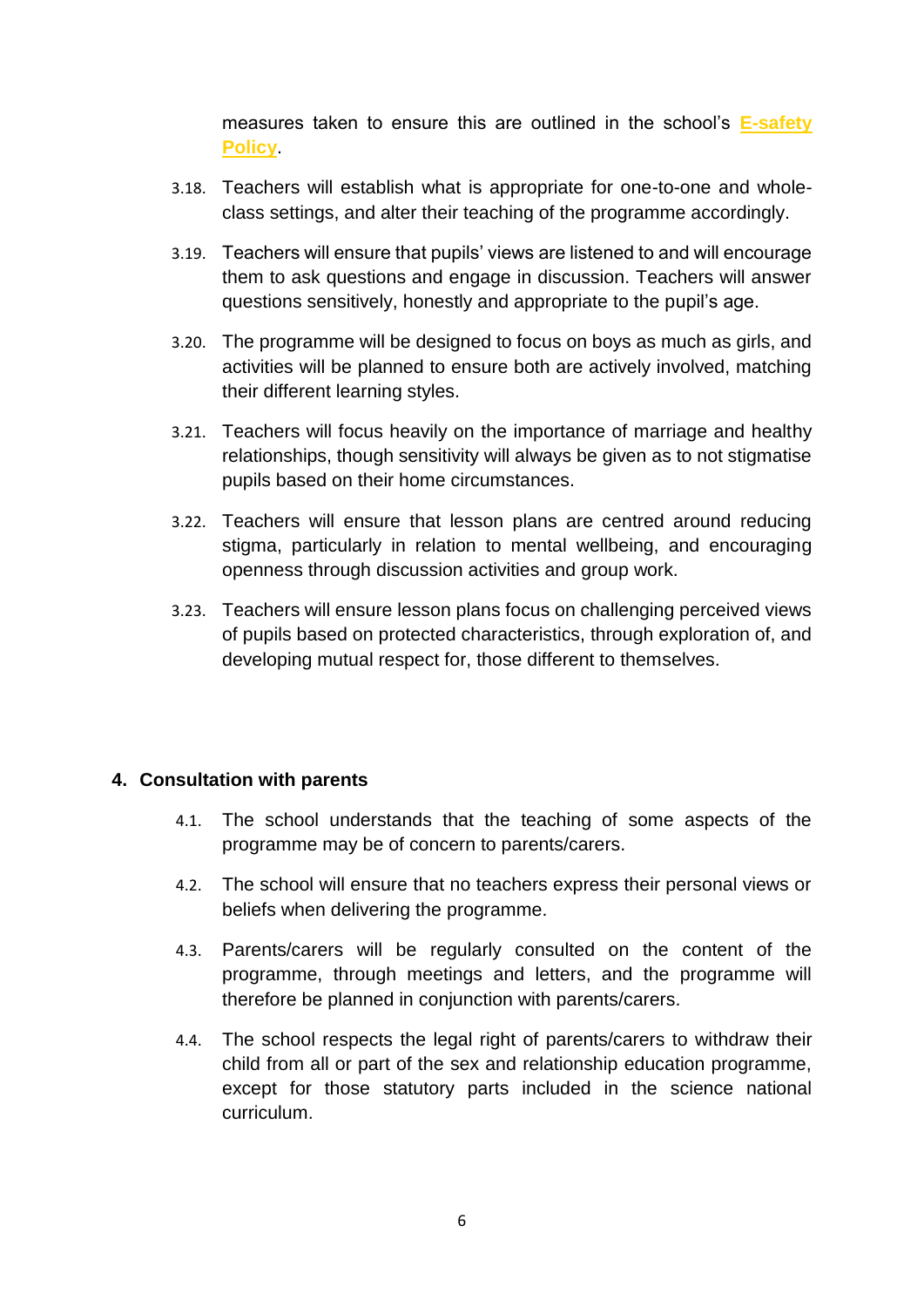measures taken to ensure this are outlined in the school's **E-safety Policy**.

3.18. Teachers will establish what is appropriate for one-to-one and whole-class settings, and alter their teaching of the programme accordingly.

3.19. Teachers will ensure that pupils' views are listened to and will encourage them to ask questions and engage in discussion. Teachers will answer questions sensitively, honestly and appropriate to the pupil's age.

3.20. The programme will be designed to focus on boys as much as girls, and activities will be planned to ensure both are actively involved, matching their different learning styles.

3.21. Teachers will focus heavily on the importance of marriage and healthy relationships, though sensitivity will always be given as to not stigmatise pupils based on their home circumstances.

3.22. Teachers will ensure that lesson plans are centred around reducing stigma, particularly in relation to mental wellbeing, and encouraging openness through discussion activities and group work.

3.23. Teachers will ensure lesson plans focus on challenging perceived views of pupils based on protected characteristics, through exploration of, and developing mutual respect for, those different to themselves.

## 4. Consultation with parents

4.1. The school understands that the teaching of some aspects of the programme may be of concern to parents/carers.

4.2. The school will ensure that no teachers express their personal views or beliefs when delivering the programme.

4.3. Parents/carers will be regularly consulted on the content of the programme, through meetings and letters, and the programme will therefore be planned in conjunction with parents/carers.

4.4. The school respects the legal right of parents/carers to withdraw their child from all or part of the sex and relationship education programme, except for those statutory parts included in the science national curriculum.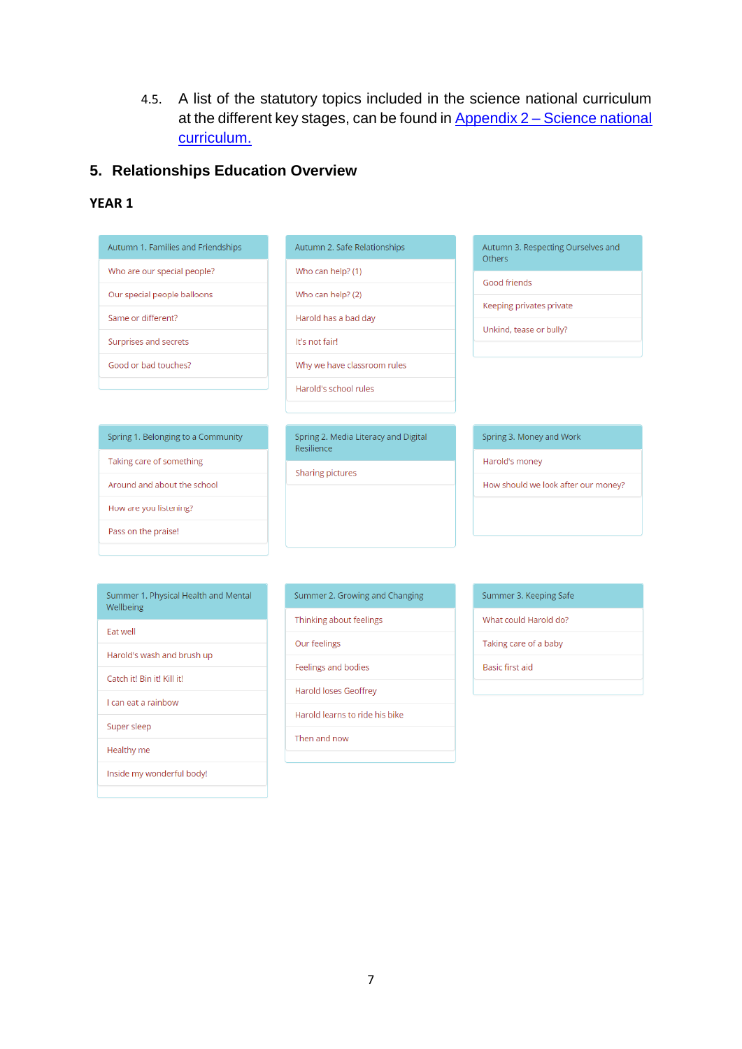4.5. A list of the statutory topics included in the science national curriculum at the different key stages, can be found in [Appendix 2 – Science national curriculum.]

## 5. Relationships Education Overview

### YEAR 1

| Autumn 1. Families and Friendships |
| --- |
| Who are our special people? |
| Our special people balloons |
| Same or different? |
| Surprises and secrets |
| Good or bad touches? |

| Autumn 2. Safe Relationships |
| --- |
| Who can help? (1) |
| Who can help? (2) |
| Harold has a bad day |
| It's not fair! |
| Why we have classroom rules |
| Harold's school rules |

| Autumn 3. Respecting Ourselves and Others |
| --- |
| Good friends |
| Keeping privates private |
| Unkind, tease or bully? |

| Spring 1. Belonging to a Community |
| --- |
| Taking care of something |
| Around and about the school |
| How are you listening? |
| Pass on the praise! |

| Spring 2. Media Literacy and Digital Resilience |
| --- |
| Sharing pictures |

| Spring 3. Money and Work |
| --- |
| Harold's money |
| How should we look after our money? |

| Summer 1. Physical Health and Mental Wellbeing |
| --- |
| Eat well |
| Harold's wash and brush up |
| Catch it! Bin it! Kill it! |
| I can eat a rainbow |
| Super sleep |
| Healthy me |
| Inside my wonderful body! |

| Summer 2. Growing and Changing |
| --- |
| Thinking about feelings |
| Our feelings |
| Feelings and bodies |
| Harold loses Geoffrey |
| Harold learns to ride his bike |
| Then and now |

| Summer 3. Keeping Safe |
| --- |
| What could Harold do? |
| Taking care of a baby |
| Basic first aid |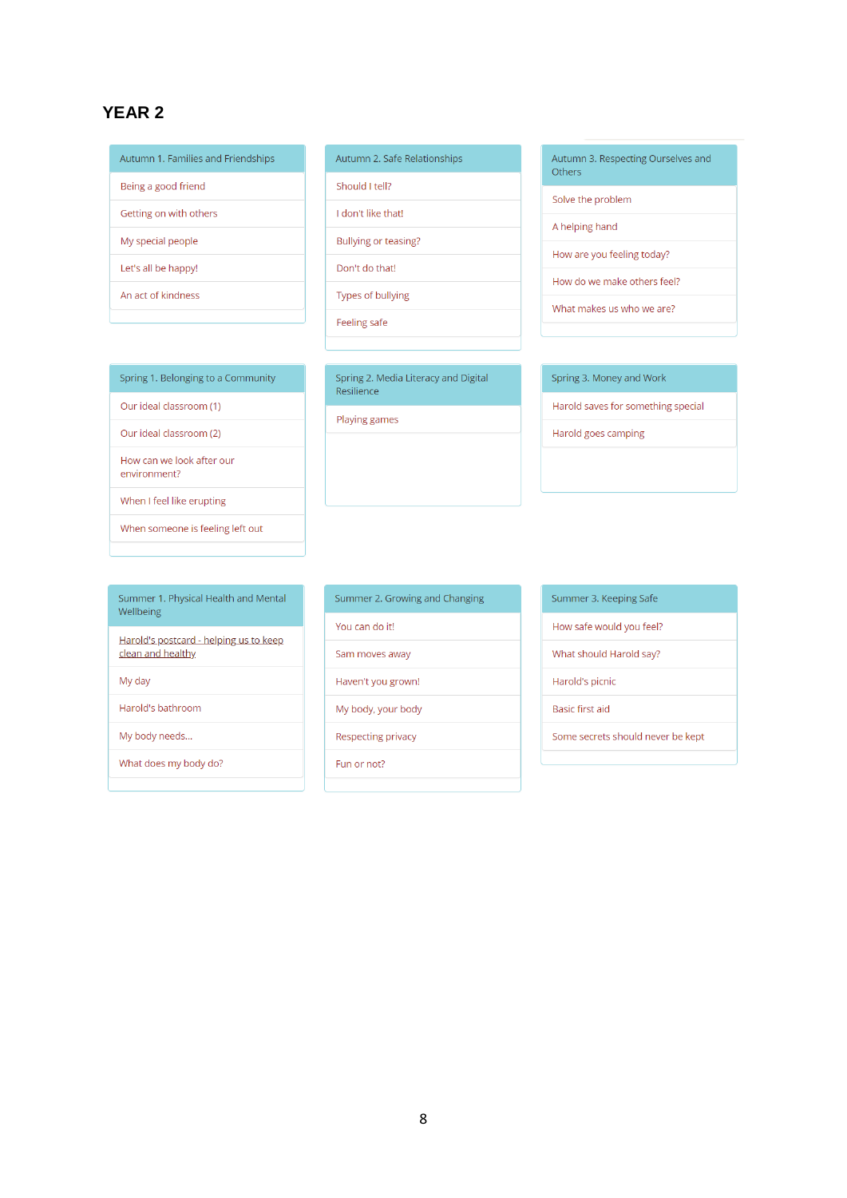# YEAR 2

### Autumn 1. Families and Friendships

- Being a good friend
- Getting on with others
- My special people
- Let's all be happy!
- An act of kindness

### Autumn 2. Safe Relationships

- Should I tell?
- I don't like that!
- Bullying or teasing?
- Don't do that!
- Types of bullying
- Feeling safe

### Autumn 3. Respecting Ourselves and Others

- Solve the problem
- A helping hand
- How are you feeling today?
- How do we make others feel?
- What makes us who we are?

### Spring 1. Belonging to a Community

- Our ideal classroom (1)
- Our ideal classroom (2)
- How can we look after our environment?
- When I feel like erupting
- When someone is feeling left out

### Spring 2. Media Literacy and Digital Resilience

- Playing games

### Spring 3. Money and Work

- Harold saves for something special
- Harold goes camping

### Summer 1. Physical Health and Mental Wellbeing

- Harold's postcard - helping us to keep clean and healthy
- My day
- Harold's bathroom
- My body needs...
- What does my body do?

### Summer 2. Growing and Changing

- You can do it!
- Sam moves away
- Haven't you grown!
- My body, your body
- Respecting privacy
- Fun or not?

### Summer 3. Keeping Safe

- How safe would you feel?
- What should Harold say?
- Harold's picnic
- Basic first aid
- Some secrets should never be kept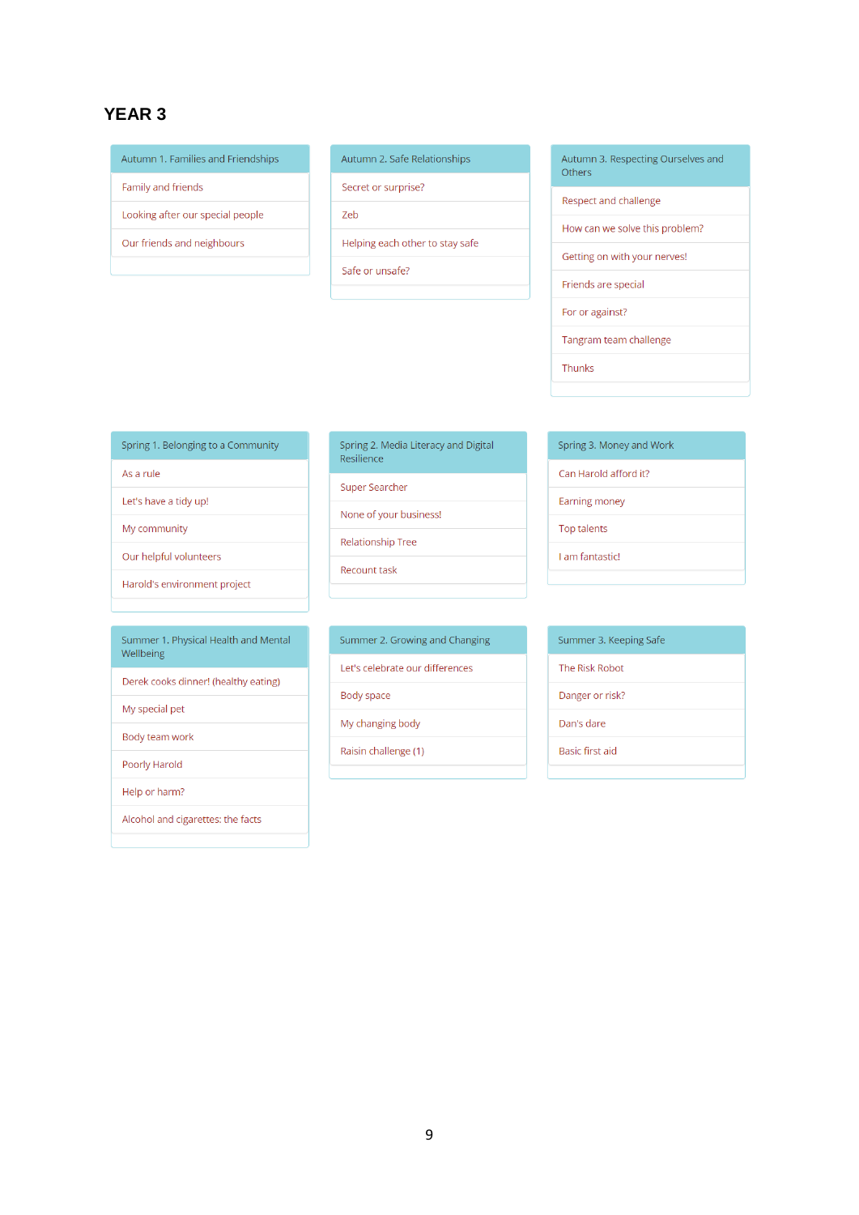# YEAR 3

### Autumn 1. Families and Friendships

- Family and friends
- Looking after our special people
- Our friends and neighbours

### Autumn 2. Safe Relationships

- Secret or surprise?
- Zeb
- Helping each other to stay safe
- Safe or unsafe?

### Autumn 3. Respecting Ourselves and Others

- Respect and challenge
- How can we solve this problem?
- Getting on with your nerves!
- Friends are special
- For or against?
- Tangram team challenge
- Thunks

### Spring 1. Belonging to a Community

- As a rule
- Let's have a tidy up!
- My community
- Our helpful volunteers
- Harold's environment project

### Spring 2. Media Literacy and Digital Resilience

- Super Searcher
- None of your business!
- Relationship Tree
- Recount task

### Spring 3. Money and Work

- Can Harold afford it?
- Earning money
- Top talents
- I am fantastic!

### Summer 1. Physical Health and Mental Wellbeing

- Derek cooks dinner! (healthy eating)
- My special pet
- Body team work
- Poorly Harold
- Help or harm?
- Alcohol and cigarettes: the facts

### Summer 2. Growing and Changing

- Let's celebrate our differences
- Body space
- My changing body
- Raisin challenge (1)

### Summer 3. Keeping Safe

- The Risk Robot
- Danger or risk?
- Dan's dare
- Basic first aid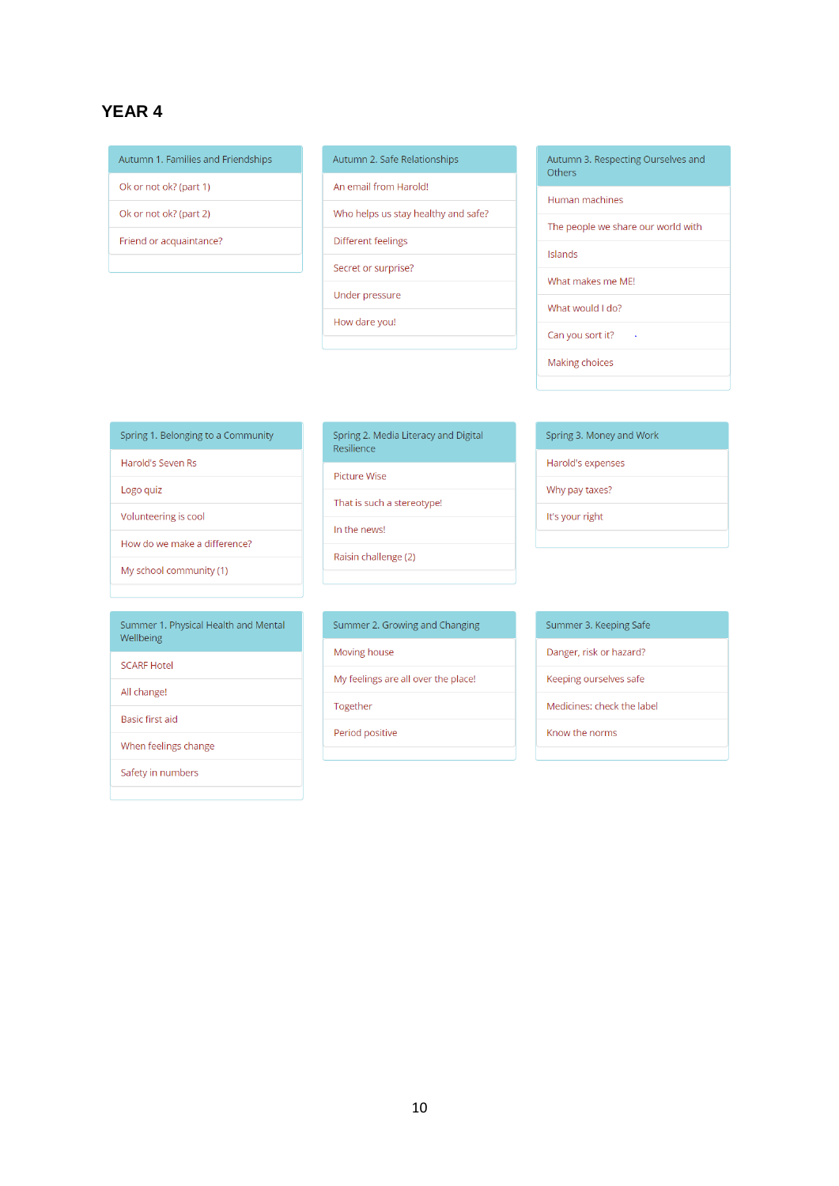# YEAR 4

| Autumn 1. Families and Friendships |
| --- |
| Ok or not ok? (part 1) |
| Ok or not ok? (part 2) |
| Friend or acquaintance? |

| Autumn 2. Safe Relationships |
| --- |
| An email from Harold! |
| Who helps us stay healthy and safe? |
| Different feelings |
| Secret or surprise? |
| Under pressure |
| How dare you! |

| Autumn 3. Respecting Ourselves and Others |
| --- |
| Human machines |
| The people we share our world with |
| Islands |
| What makes me ME! |
| What would I do? |
| Can you sort it? |
| Making choices |

| Spring 1. Belonging to a Community |
| --- |
| Harold's Seven Rs |
| Logo quiz |
| Volunteering is cool |
| How do we make a difference? |
| My school community (1) |

| Spring 2. Media Literacy and Digital Resilience |
| --- |
| Picture Wise |
| That is such a stereotype! |
| In the news! |
| Raisin challenge (2) |

| Spring 3. Money and Work |
| --- |
| Harold's expenses |
| Why pay taxes? |
| It's your right |

| Summer 1. Physical Health and Mental Wellbeing |
| --- |
| SCARF Hotel |
| All change! |
| Basic first aid |
| When feelings change |
| Safety in numbers |

| Summer 2. Growing and Changing |
| --- |
| Moving house |
| My feelings are all over the place! |
| Together |
| Period positive |

| Summer 3. Keeping Safe |
| --- |
| Danger, risk or hazard? |
| Keeping ourselves safe |
| Medicines: check the label |
| Know the norms |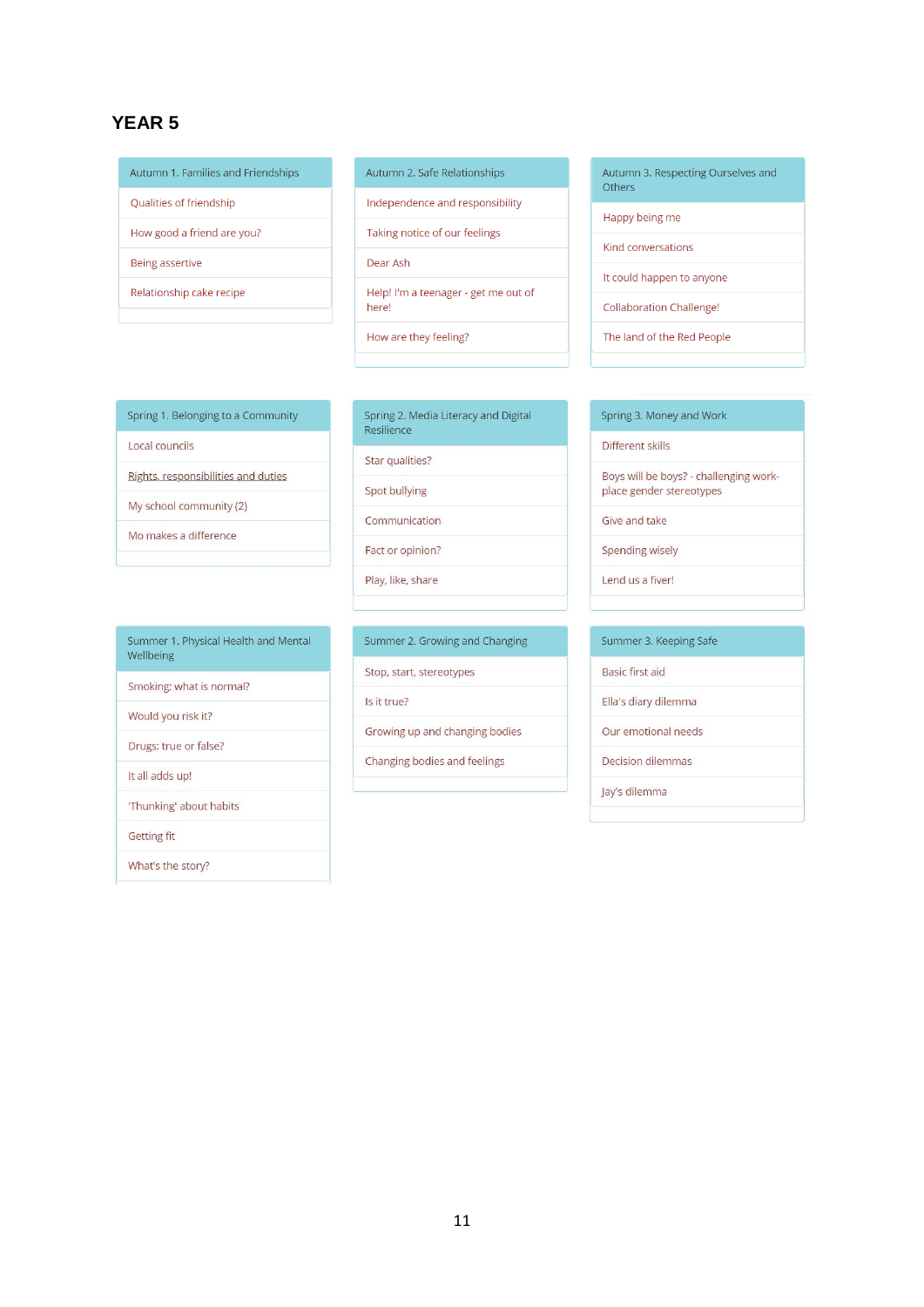# YEAR 5

| Autumn 1. Families and Friendships |
|---|
| Qualities of friendship |
| How good a friend are you? |
| Being assertive |
| Relationship cake recipe |

| Autumn 2. Safe Relationships |
|---|
| Independence and responsibility |
| Taking notice of our feelings |
| Dear Ash |
| Help! I'm a teenager - get me out of here! |
| How are they feeling? |

| Autumn 3. Respecting Ourselves and Others |
|---|
| Happy being me |
| Kind conversations |
| It could happen to anyone |
| Collaboration Challenge! |
| The land of the Red People |

| Spring 1. Belonging to a Community |
|---|
| Local councils |
| Rights, responsibilities and duties |
| My school community (2) |
| Mo makes a difference |

| Spring 2. Media Literacy and Digital Resilience |
|---|
| Star qualities? |
| Spot bullying |
| Communication |
| Fact or opinion? |
| Play, like, share |

| Spring 3. Money and Work |
|---|
| Different skills |
| Boys will be boys? - challenging work-place gender stereotypes |
| Give and take |
| Spending wisely |
| Lend us a fiver! |

| Summer 1. Physical Health and Mental Wellbeing |
|---|
| Smoking: what is normal? |
| Would you risk it? |
| Drugs: true or false? |
| It all adds up! |
| 'Thunking' about habits |
| Getting fit |
| What's the story? |

| Summer 2. Growing and Changing |
|---|
| Stop, start, stereotypes |
| Is it true? |
| Growing up and changing bodies |
| Changing bodies and feelings |

| Summer 3. Keeping Safe |
|---|
| Basic first aid |
| Ella's diary dilemma |
| Our emotional needs |
| Decision dilemmas |
| Jay's dilemma |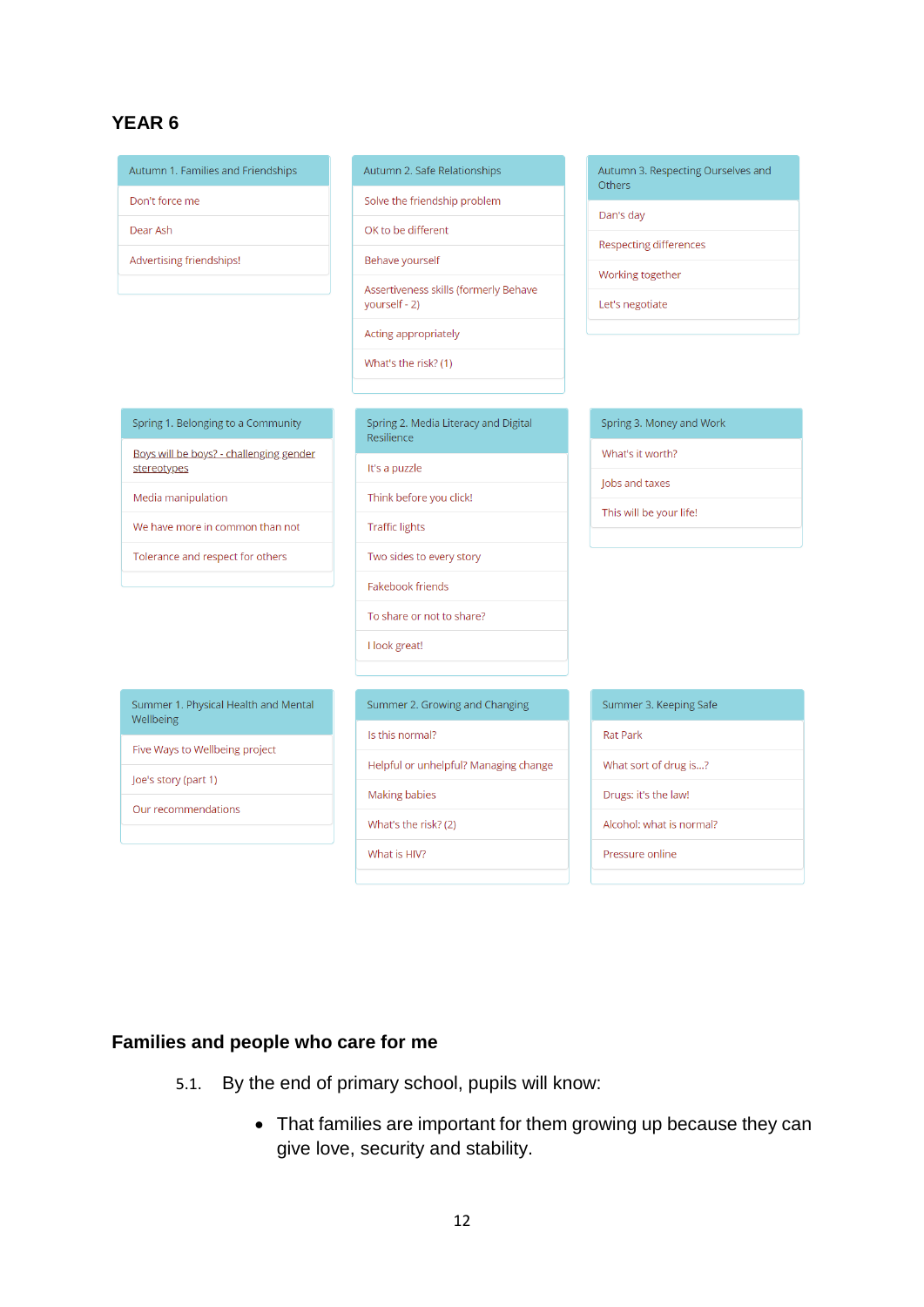## YEAR 6

| Autumn 1. Families and Friendships |
|---|
| Don't force me |
| Dear Ash |
| Advertising friendships! |

| Autumn 2. Safe Relationships |
|---|
| Solve the friendship problem |
| OK to be different |
| Behave yourself |
| Assertiveness skills (formerly Behave yourself - 2) |
| Acting appropriately |
| What's the risk? (1) |

| Autumn 3. Respecting Ourselves and Others |
|---|
| Dan's day |
| Respecting differences |
| Working together |
| Let's negotiate |

| Spring 1. Belonging to a Community |
|---|
| Boys will be boys? - challenging gender stereotypes |
| Media manipulation |
| We have more in common than not |
| Tolerance and respect for others |

| Spring 2. Media Literacy and Digital Resilience |
|---|
| It's a puzzle |
| Think before you click! |
| Traffic lights |
| Two sides to every story |
| Fakebook friends |
| To share or not to share? |
| I look great! |

| Spring 3. Money and Work |
|---|
| What's it worth? |
| Jobs and taxes |
| This will be your life! |

| Summer 1. Physical Health and Mental Wellbeing |
|---|
| Five Ways to Wellbeing project |
| Joe's story (part 1) |
| Our recommendations |

| Summer 2. Growing and Changing |
|---|
| Is this normal? |
| Helpful or unhelpful? Managing change |
| Making babies |
| What's the risk? (2) |
| What is HIV? |

| Summer 3. Keeping Safe |
|---|
| Rat Park |
| What sort of drug is...? |
| Drugs: it's the law! |
| Alcohol: what is normal? |
| Pressure online |

### Families and people who care for me

5.1. By the end of primary school, pupils will know:

- That families are important for them growing up because they can give love, security and stability.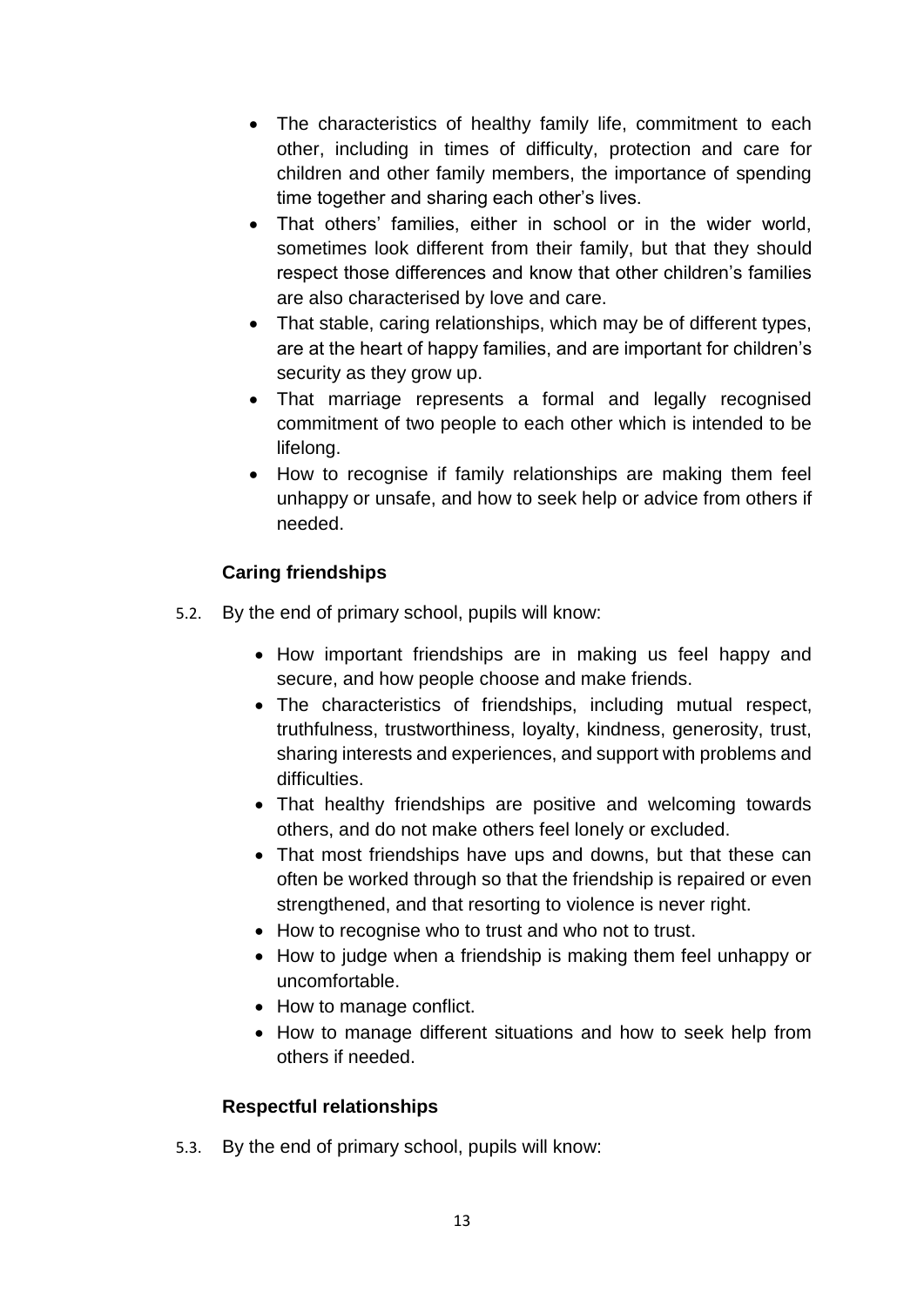- The characteristics of healthy family life, commitment to each other, including in times of difficulty, protection and care for children and other family members, the importance of spending time together and sharing each other's lives.
- That others' families, either in school or in the wider world, sometimes look different from their family, but that they should respect those differences and know that other children's families are also characterised by love and care.
- That stable, caring relationships, which may be of different types, are at the heart of happy families, and are important for children's security as they grow up.
- That marriage represents a formal and legally recognised commitment of two people to each other which is intended to be lifelong.
- How to recognise if family relationships are making them feel unhappy or unsafe, and how to seek help or advice from others if needed.

**Caring friendships**

5.2. By the end of primary school, pupils will know:

- How important friendships are in making us feel happy and secure, and how people choose and make friends.
- The characteristics of friendships, including mutual respect, truthfulness, trustworthiness, loyalty, kindness, generosity, trust, sharing interests and experiences, and support with problems and difficulties.
- That healthy friendships are positive and welcoming towards others, and do not make others feel lonely or excluded.
- That most friendships have ups and downs, but that these can often be worked through so that the friendship is repaired or even strengthened, and that resorting to violence is never right.
- How to recognise who to trust and who not to trust.
- How to judge when a friendship is making them feel unhappy or uncomfortable.
- How to manage conflict.
- How to manage different situations and how to seek help from others if needed.

**Respectful relationships**

5.3. By the end of primary school, pupils will know: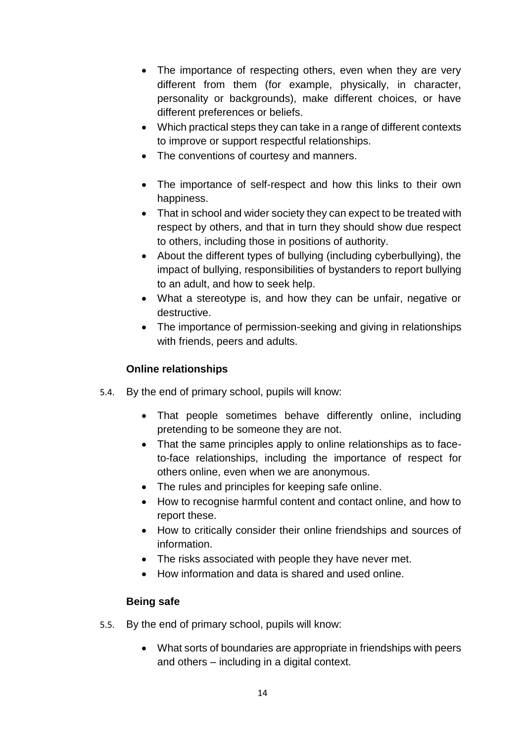- The importance of respecting others, even when they are very different from them (for example, physically, in character, personality or backgrounds), make different choices, or have different preferences or beliefs.
- Which practical steps they can take in a range of different contexts to improve or support respectful relationships.
- The conventions of courtesy and manners.
- The importance of self-respect and how this links to their own happiness.
- That in school and wider society they can expect to be treated with respect by others, and that in turn they should show due respect to others, including those in positions of authority.
- About the different types of bullying (including cyberbullying), the impact of bullying, responsibilities of bystanders to report bullying to an adult, and how to seek help.
- What a stereotype is, and how they can be unfair, negative or destructive.
- The importance of permission-seeking and giving in relationships with friends, peers and adults.

**Online relationships**

5.4. By the end of primary school, pupils will know:

- That people sometimes behave differently online, including pretending to be someone they are not.
- That the same principles apply to online relationships as to face-to-face relationships, including the importance of respect for others online, even when we are anonymous.
- The rules and principles for keeping safe online.
- How to recognise harmful content and contact online, and how to report these.
- How to critically consider their online friendships and sources of information.
- The risks associated with people they have never met.
- How information and data is shared and used online.

**Being safe**

5.5. By the end of primary school, pupils will know:

- What sorts of boundaries are appropriate in friendships with peers and others – including in a digital context.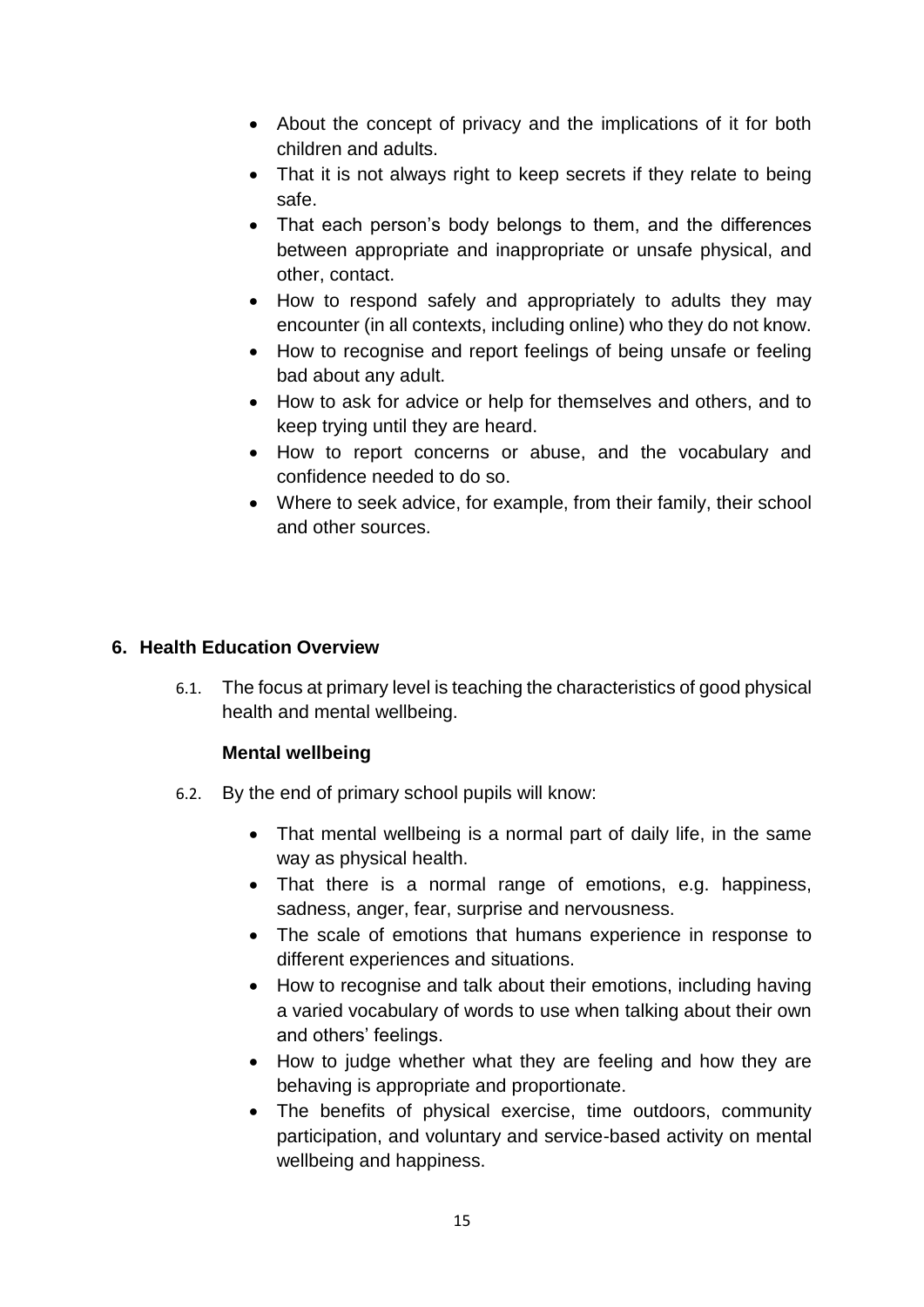- About the concept of privacy and the implications of it for both children and adults.
- That it is not always right to keep secrets if they relate to being safe.
- That each person's body belongs to them, and the differences between appropriate and inappropriate or unsafe physical, and other, contact.
- How to respond safely and appropriately to adults they may encounter (in all contexts, including online) who they do not know.
- How to recognise and report feelings of being unsafe or feeling bad about any adult.
- How to ask for advice or help for themselves and others, and to keep trying until they are heard.
- How to report concerns or abuse, and the vocabulary and confidence needed to do so.
- Where to seek advice, for example, from their family, their school and other sources.

## 6. Health Education Overview

6.1. The focus at primary level is teaching the characteristics of good physical health and mental wellbeing.

**Mental wellbeing**

6.2. By the end of primary school pupils will know:

- That mental wellbeing is a normal part of daily life, in the same way as physical health.
- That there is a normal range of emotions, e.g. happiness, sadness, anger, fear, surprise and nervousness.
- The scale of emotions that humans experience in response to different experiences and situations.
- How to recognise and talk about their emotions, including having a varied vocabulary of words to use when talking about their own and others' feelings.
- How to judge whether what they are feeling and how they are behaving is appropriate and proportionate.
- The benefits of physical exercise, time outdoors, community participation, and voluntary and service-based activity on mental wellbeing and happiness.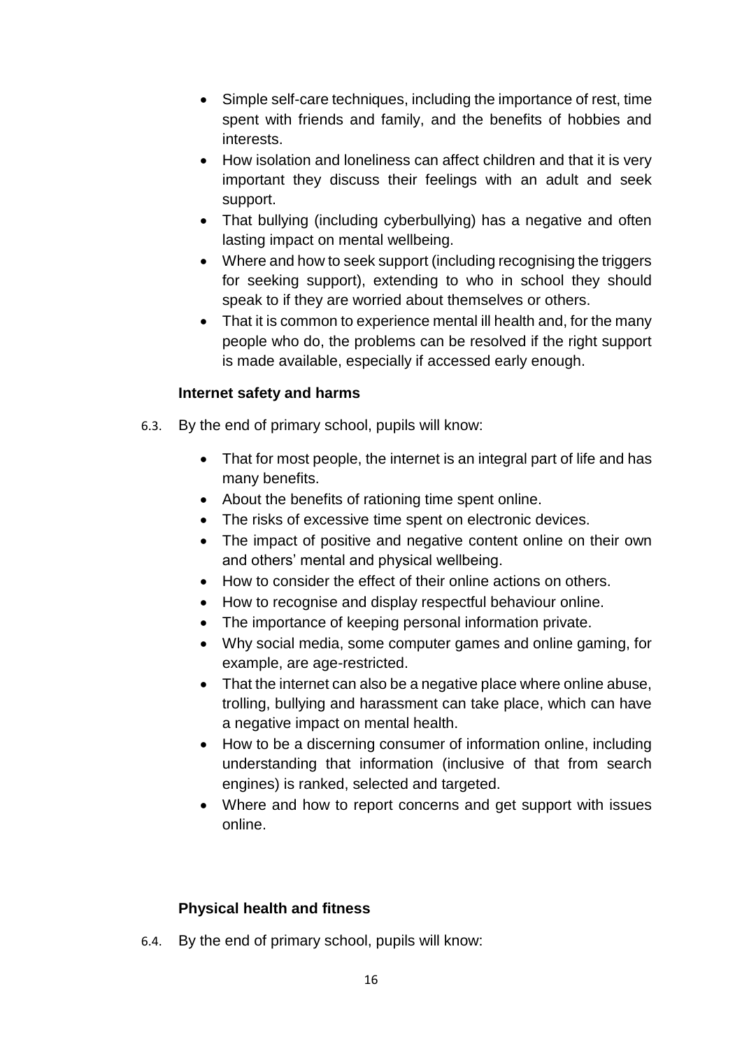- Simple self-care techniques, including the importance of rest, time spent with friends and family, and the benefits of hobbies and interests.
- How isolation and loneliness can affect children and that it is very important they discuss their feelings with an adult and seek support.
- That bullying (including cyberbullying) has a negative and often lasting impact on mental wellbeing.
- Where and how to seek support (including recognising the triggers for seeking support), extending to who in school they should speak to if they are worried about themselves or others.
- That it is common to experience mental ill health and, for the many people who do, the problems can be resolved if the right support is made available, especially if accessed early enough.

**Internet safety and harms**

6.3. By the end of primary school, pupils will know:

- That for most people, the internet is an integral part of life and has many benefits.
- About the benefits of rationing time spent online.
- The risks of excessive time spent on electronic devices.
- The impact of positive and negative content online on their own and others' mental and physical wellbeing.
- How to consider the effect of their online actions on others.
- How to recognise and display respectful behaviour online.
- The importance of keeping personal information private.
- Why social media, some computer games and online gaming, for example, are age-restricted.
- That the internet can also be a negative place where online abuse, trolling, bullying and harassment can take place, which can have a negative impact on mental health.
- How to be a discerning consumer of information online, including understanding that information (inclusive of that from search engines) is ranked, selected and targeted.
- Where and how to report concerns and get support with issues online.

**Physical health and fitness**

6.4. By the end of primary school, pupils will know: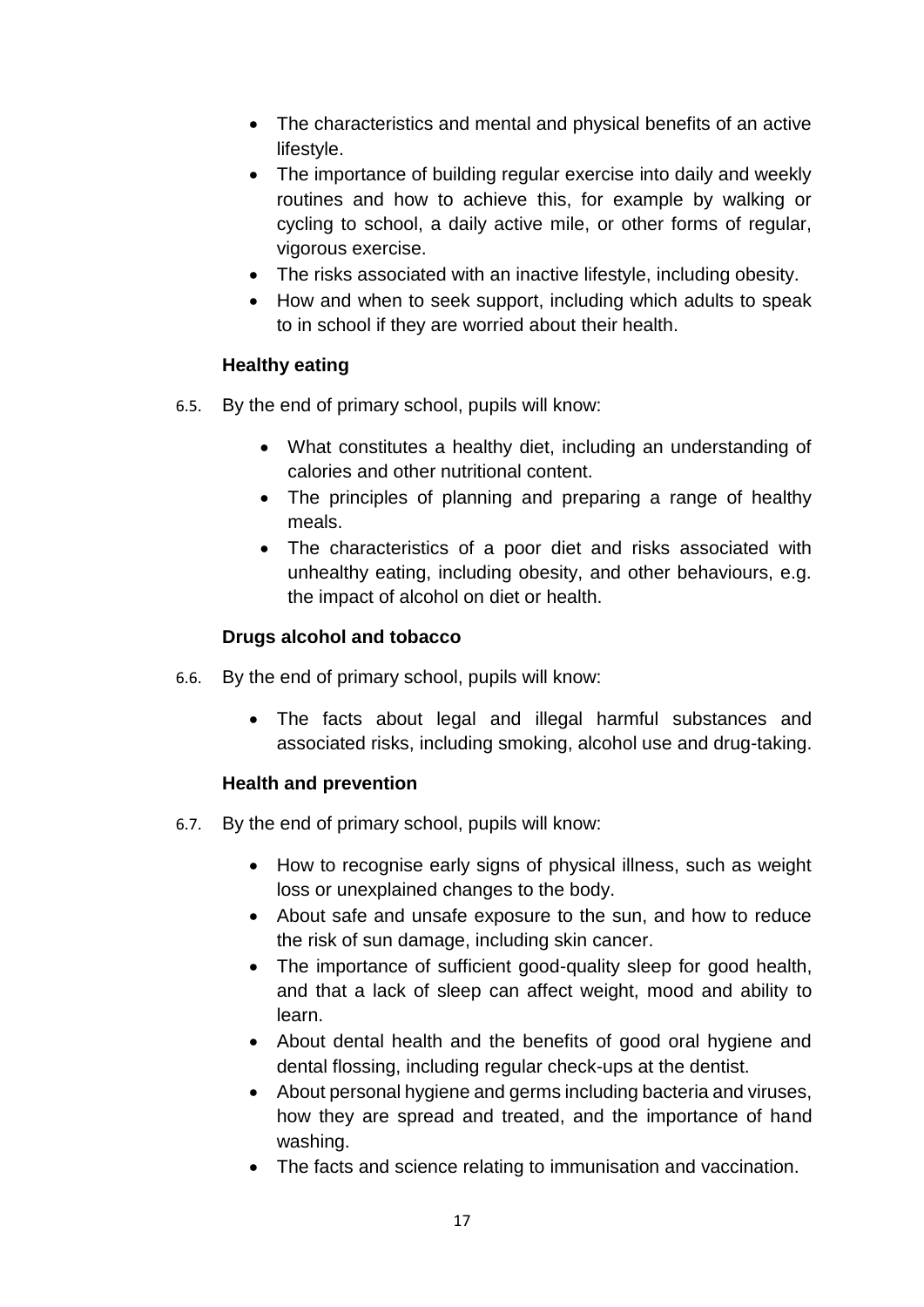- The characteristics and mental and physical benefits of an active lifestyle.
- The importance of building regular exercise into daily and weekly routines and how to achieve this, for example by walking or cycling to school, a daily active mile, or other forms of regular, vigorous exercise.
- The risks associated with an inactive lifestyle, including obesity.
- How and when to seek support, including which adults to speak to in school if they are worried about their health.

**Healthy eating**

6.5. By the end of primary school, pupils will know:

- What constitutes a healthy diet, including an understanding of calories and other nutritional content.
- The principles of planning and preparing a range of healthy meals.
- The characteristics of a poor diet and risks associated with unhealthy eating, including obesity, and other behaviours, e.g. the impact of alcohol on diet or health.

**Drugs alcohol and tobacco**

6.6. By the end of primary school, pupils will know:

- The facts about legal and illegal harmful substances and associated risks, including smoking, alcohol use and drug-taking.

**Health and prevention**

6.7. By the end of primary school, pupils will know:

- How to recognise early signs of physical illness, such as weight loss or unexplained changes to the body.
- About safe and unsafe exposure to the sun, and how to reduce the risk of sun damage, including skin cancer.
- The importance of sufficient good-quality sleep for good health, and that a lack of sleep can affect weight, mood and ability to learn.
- About dental health and the benefits of good oral hygiene and dental flossing, including regular check-ups at the dentist.
- About personal hygiene and germs including bacteria and viruses, how they are spread and treated, and the importance of hand washing.
- The facts and science relating to immunisation and vaccination.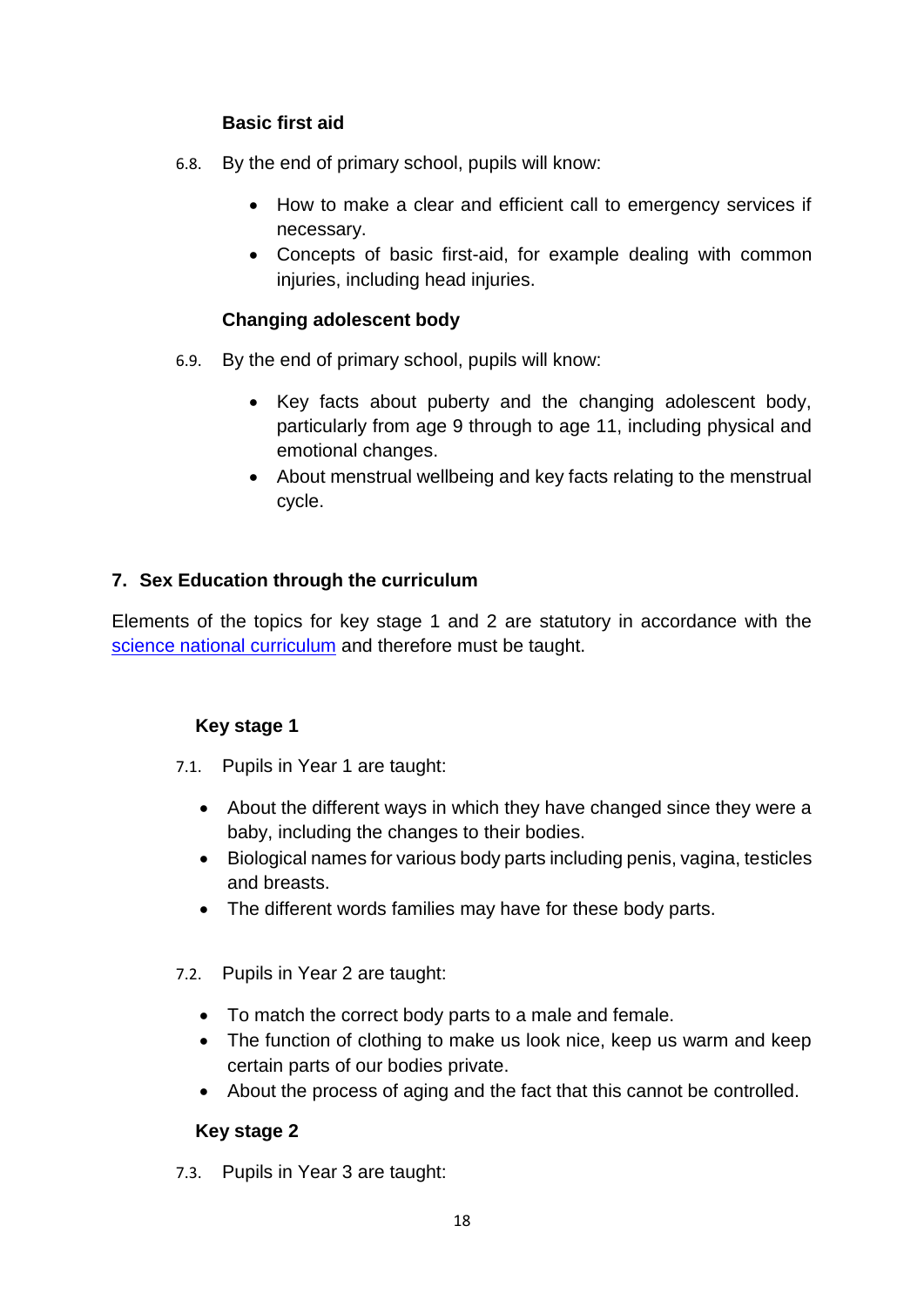### Basic first aid

6.8. By the end of primary school, pupils will know:

- How to make a clear and efficient call to emergency services if necessary.
- Concepts of basic first-aid, for example dealing with common injuries, including head injuries.

### Changing adolescent body

6.9. By the end of primary school, pupils will know:

- Key facts about puberty and the changing adolescent body, particularly from age 9 through to age 11, including physical and emotional changes.
- About menstrual wellbeing and key facts relating to the menstrual cycle.

## 7. Sex Education through the curriculum

Elements of the topics for key stage 1 and 2 are statutory in accordance with the science national curriculum and therefore must be taught.

### Key stage 1

7.1. Pupils in Year 1 are taught:

- About the different ways in which they have changed since they were a baby, including the changes to their bodies.
- Biological names for various body parts including penis, vagina, testicles and breasts.
- The different words families may have for these body parts.

7.2. Pupils in Year 2 are taught:

- To match the correct body parts to a male and female.
- The function of clothing to make us look nice, keep us warm and keep certain parts of our bodies private.
- About the process of aging and the fact that this cannot be controlled.

### Key stage 2

7.3. Pupils in Year 3 are taught: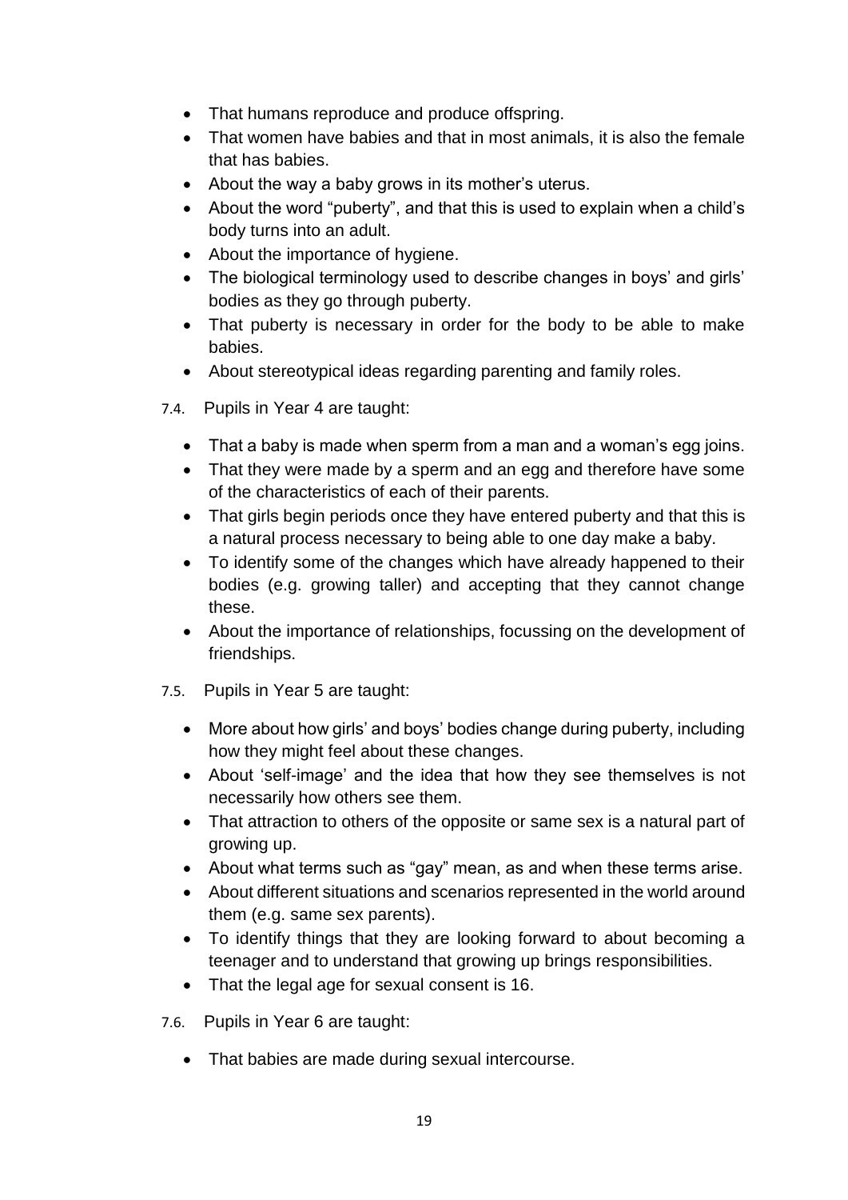- That humans reproduce and produce offspring.
- That women have babies and that in most animals, it is also the female that has babies.
- About the way a baby grows in its mother's uterus.
- About the word "puberty", and that this is used to explain when a child's body turns into an adult.
- About the importance of hygiene.
- The biological terminology used to describe changes in boys' and girls' bodies as they go through puberty.
- That puberty is necessary in order for the body to be able to make babies.
- About stereotypical ideas regarding parenting and family roles.

7.4. Pupils in Year 4 are taught:

- That a baby is made when sperm from a man and a woman's egg joins.
- That they were made by a sperm and an egg and therefore have some of the characteristics of each of their parents.
- That girls begin periods once they have entered puberty and that this is a natural process necessary to being able to one day make a baby.
- To identify some of the changes which have already happened to their bodies (e.g. growing taller) and accepting that they cannot change these.
- About the importance of relationships, focussing on the development of friendships.

7.5. Pupils in Year 5 are taught:

- More about how girls' and boys' bodies change during puberty, including how they might feel about these changes.
- About 'self-image' and the idea that how they see themselves is not necessarily how others see them.
- That attraction to others of the opposite or same sex is a natural part of growing up.
- About what terms such as "gay" mean, as and when these terms arise.
- About different situations and scenarios represented in the world around them (e.g. same sex parents).
- To identify things that they are looking forward to about becoming a teenager and to understand that growing up brings responsibilities.
- That the legal age for sexual consent is 16.

7.6. Pupils in Year 6 are taught:

- That babies are made during sexual intercourse.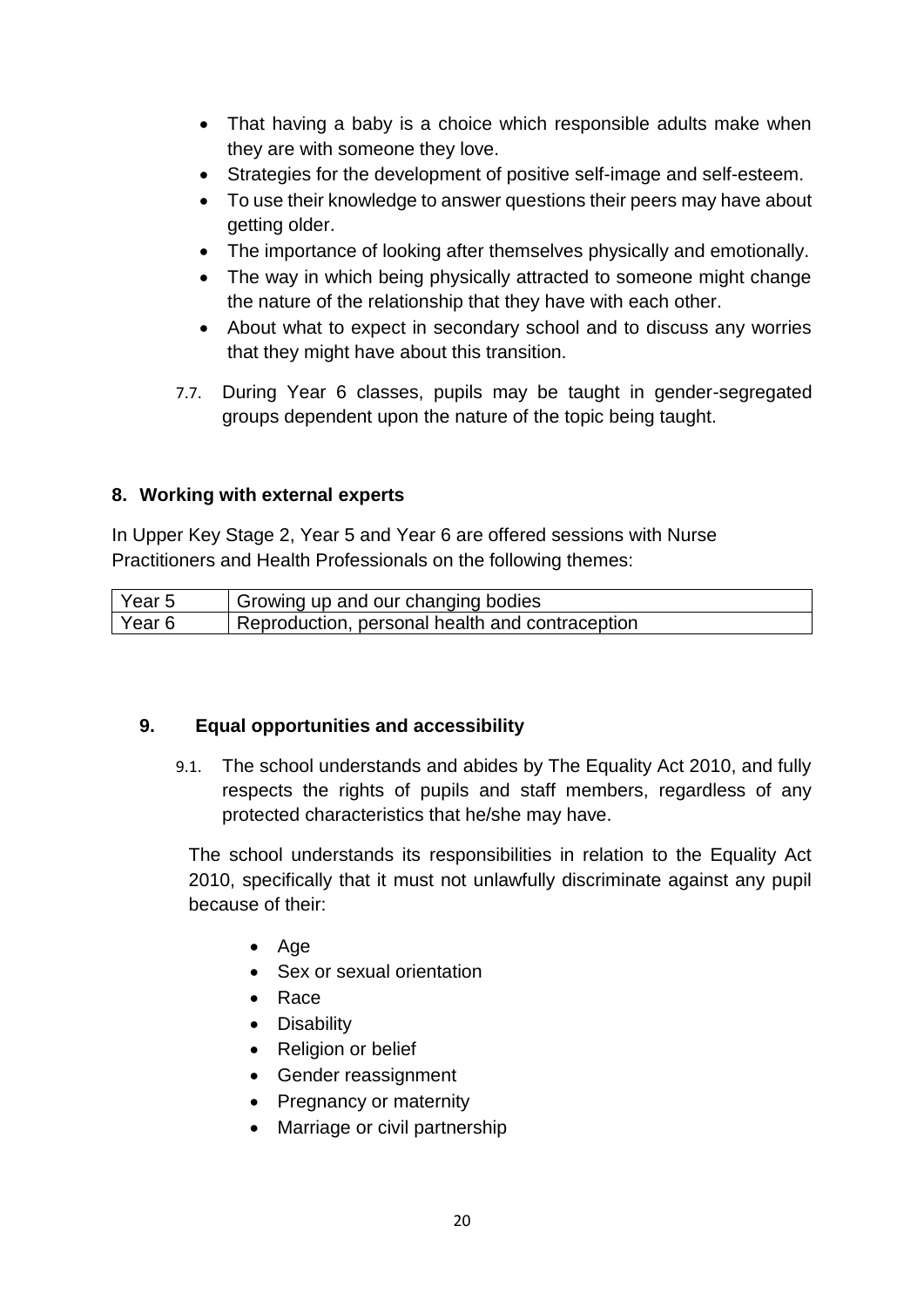- That having a baby is a choice which responsible adults make when they are with someone they love.
- Strategies for the development of positive self-image and self-esteem.
- To use their knowledge to answer questions their peers may have about getting older.
- The importance of looking after themselves physically and emotionally.
- The way in which being physically attracted to someone might change the nature of the relationship that they have with each other.
- About what to expect in secondary school and to discuss any worries that they might have about this transition.

7.7. During Year 6 classes, pupils may be taught in gender-segregated groups dependent upon the nature of the topic being taught.

## 8. Working with external experts

In Upper Key Stage 2, Year 5 and Year 6 are offered sessions with Nurse Practitioners and Health Professionals on the following themes:

| Year 5 | Growing up and our changing bodies |
|---|---|
| Year 6 | Reproduction, personal health and contraception |

## 9. Equal opportunities and accessibility

9.1. The school understands and abides by The Equality Act 2010, and fully respects the rights of pupils and staff members, regardless of any protected characteristics that he/she may have.

The school understands its responsibilities in relation to the Equality Act 2010, specifically that it must not unlawfully discriminate against any pupil because of their:

- Age
- Sex or sexual orientation
- Race
- Disability
- Religion or belief
- Gender reassignment
- Pregnancy or maternity
- Marriage or civil partnership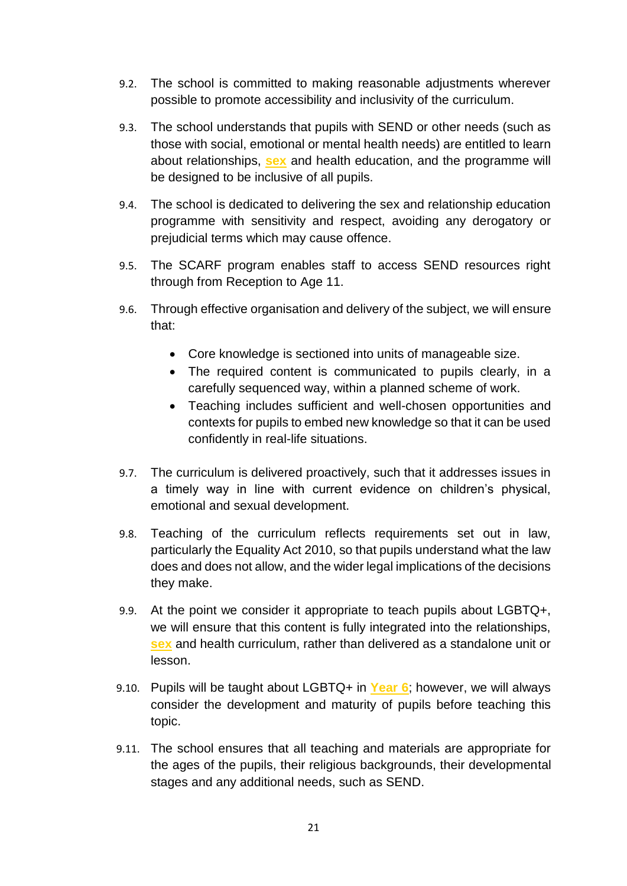9.2. The school is committed to making reasonable adjustments wherever possible to promote accessibility and inclusivity of the curriculum.

9.3. The school understands that pupils with SEND or other needs (such as those with social, emotional or mental health needs) are entitled to learn about relationships, **sex** and health education, and the programme will be designed to be inclusive of all pupils.

9.4. The school is dedicated to delivering the sex and relationship education programme with sensitivity and respect, avoiding any derogatory or prejudicial terms which may cause offence.

9.5. The SCARF program enables staff to access SEND resources right through from Reception to Age 11.

9.6. Through effective organisation and delivery of the subject, we will ensure that:

- Core knowledge is sectioned into units of manageable size.
- The required content is communicated to pupils clearly, in a carefully sequenced way, within a planned scheme of work.
- Teaching includes sufficient and well-chosen opportunities and contexts for pupils to embed new knowledge so that it can be used confidently in real-life situations.

9.7. The curriculum is delivered proactively, such that it addresses issues in a timely way in line with current evidence on children's physical, emotional and sexual development.

9.8. Teaching of the curriculum reflects requirements set out in law, particularly the Equality Act 2010, so that pupils understand what the law does and does not allow, and the wider legal implications of the decisions they make.

9.9. At the point we consider it appropriate to teach pupils about LGBTQ+, we will ensure that this content is fully integrated into the relationships, **sex** and health curriculum, rather than delivered as a standalone unit or lesson.

9.10. Pupils will be taught about LGBTQ+ in **Year 6**; however, we will always consider the development and maturity of pupils before teaching this topic.

9.11. The school ensures that all teaching and materials are appropriate for the ages of the pupils, their religious backgrounds, their developmental stages and any additional needs, such as SEND.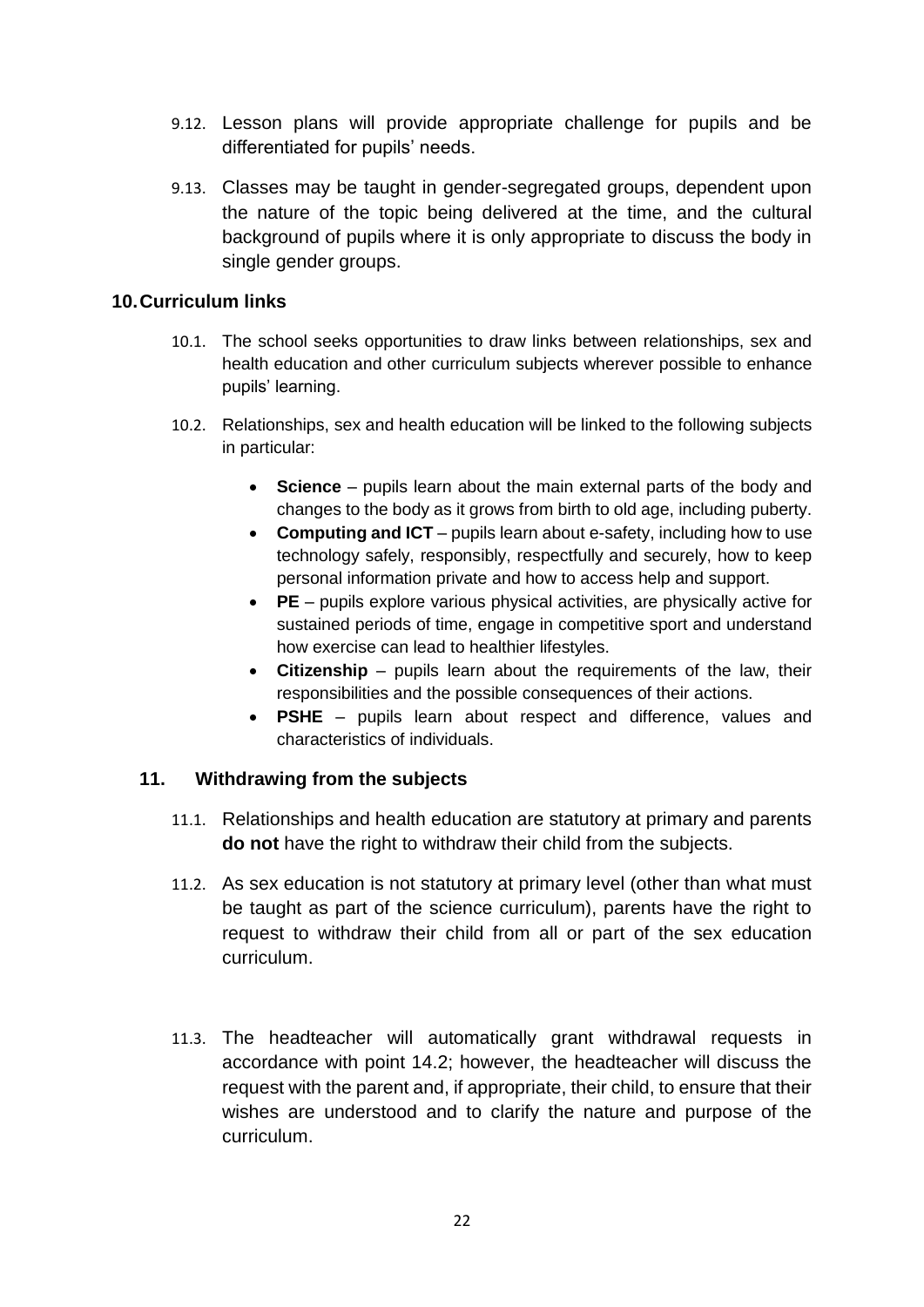9.12. Lesson plans will provide appropriate challenge for pupils and be differentiated for pupils' needs.

9.13. Classes may be taught in gender-segregated groups, dependent upon the nature of the topic being delivered at the time, and the cultural background of pupils where it is only appropriate to discuss the body in single gender groups.

## 10. Curriculum links

10.1. The school seeks opportunities to draw links between relationships, sex and health education and other curriculum subjects wherever possible to enhance pupils' learning.

10.2. Relationships, sex and health education will be linked to the following subjects in particular:

- **Science** – pupils learn about the main external parts of the body and changes to the body as it grows from birth to old age, including puberty.
- **Computing and ICT** – pupils learn about e-safety, including how to use technology safely, responsibly, respectfully and securely, how to keep personal information private and how to access help and support.
- **PE** – pupils explore various physical activities, are physically active for sustained periods of time, engage in competitive sport and understand how exercise can lead to healthier lifestyles.
- **Citizenship** – pupils learn about the requirements of the law, their responsibilities and the possible consequences of their actions.
- **PSHE** – pupils learn about respect and difference, values and characteristics of individuals.

## 11. Withdrawing from the subjects

11.1. Relationships and health education are statutory at primary and parents **do not** have the right to withdraw their child from the subjects.

11.2. As sex education is not statutory at primary level (other than what must be taught as part of the science curriculum), parents have the right to request to withdraw their child from all or part of the sex education curriculum.

11.3. The headteacher will automatically grant withdrawal requests in accordance with point 14.2; however, the headteacher will discuss the request with the parent and, if appropriate, their child, to ensure that their wishes are understood and to clarify the nature and purpose of the curriculum.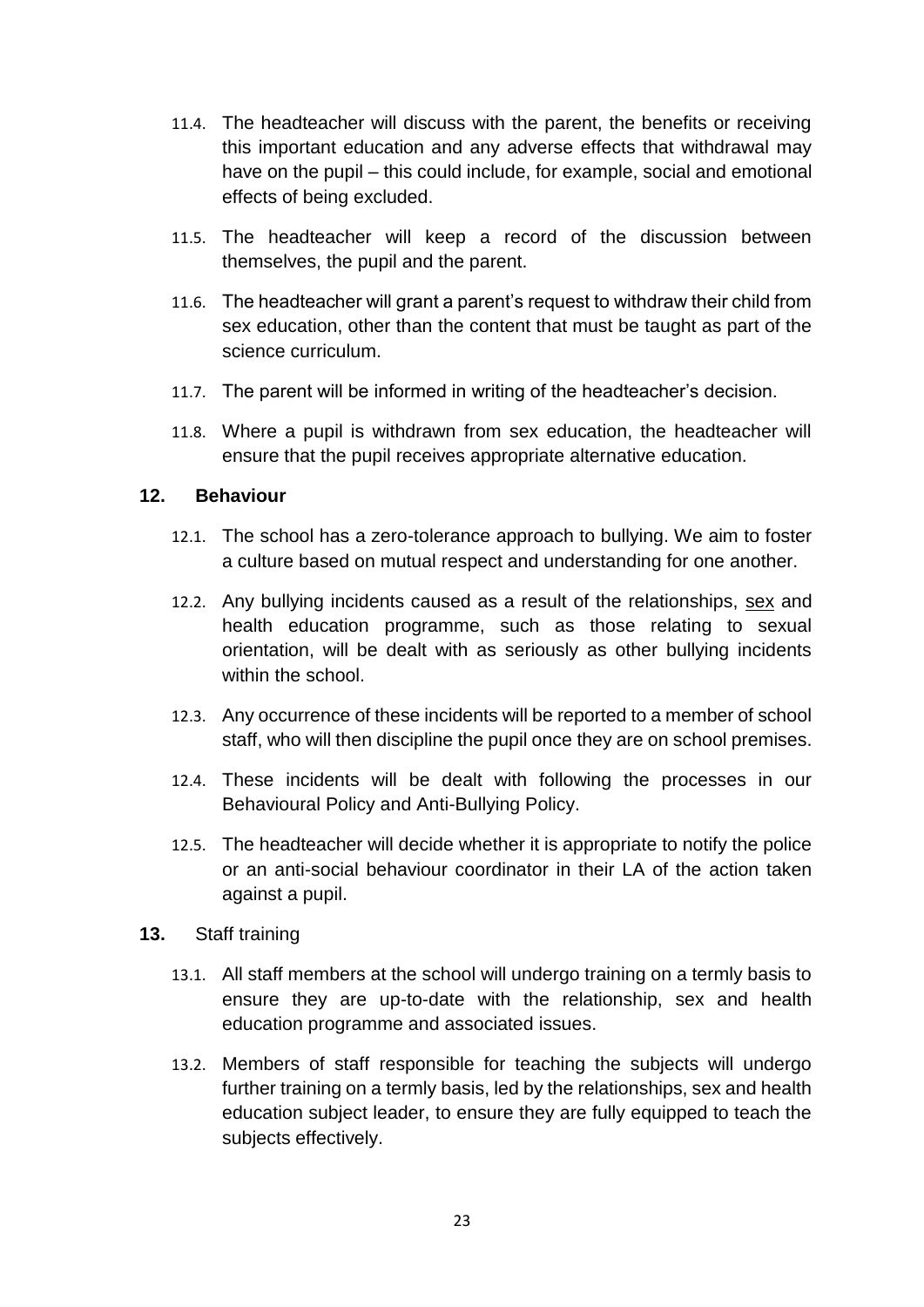11.4. The headteacher will discuss with the parent, the benefits or receiving this important education and any adverse effects that withdrawal may have on the pupil – this could include, for example, social and emotional effects of being excluded.

11.5. The headteacher will keep a record of the discussion between themselves, the pupil and the parent.

11.6. The headteacher will grant a parent's request to withdraw their child from sex education, other than the content that must be taught as part of the science curriculum.

11.7. The parent will be informed in writing of the headteacher's decision.

11.8. Where a pupil is withdrawn from sex education, the headteacher will ensure that the pupil receives appropriate alternative education.

## 12. Behaviour

12.1. The school has a zero-tolerance approach to bullying. We aim to foster a culture based on mutual respect and understanding for one another.

12.2. Any bullying incidents caused as a result of the relationships, sex and health education programme, such as those relating to sexual orientation, will be dealt with as seriously as other bullying incidents within the school.

12.3. Any occurrence of these incidents will be reported to a member of school staff, who will then discipline the pupil once they are on school premises.

12.4. These incidents will be dealt with following the processes in our Behavioural Policy and Anti-Bullying Policy.

12.5. The headteacher will decide whether it is appropriate to notify the police or an anti-social behaviour coordinator in their LA of the action taken against a pupil.

## 13. Staff training

13.1. All staff members at the school will undergo training on a termly basis to ensure they are up-to-date with the relationship, sex and health education programme and associated issues.

13.2. Members of staff responsible for teaching the subjects will undergo further training on a termly basis, led by the relationships, sex and health education subject leader, to ensure they are fully equipped to teach the subjects effectively.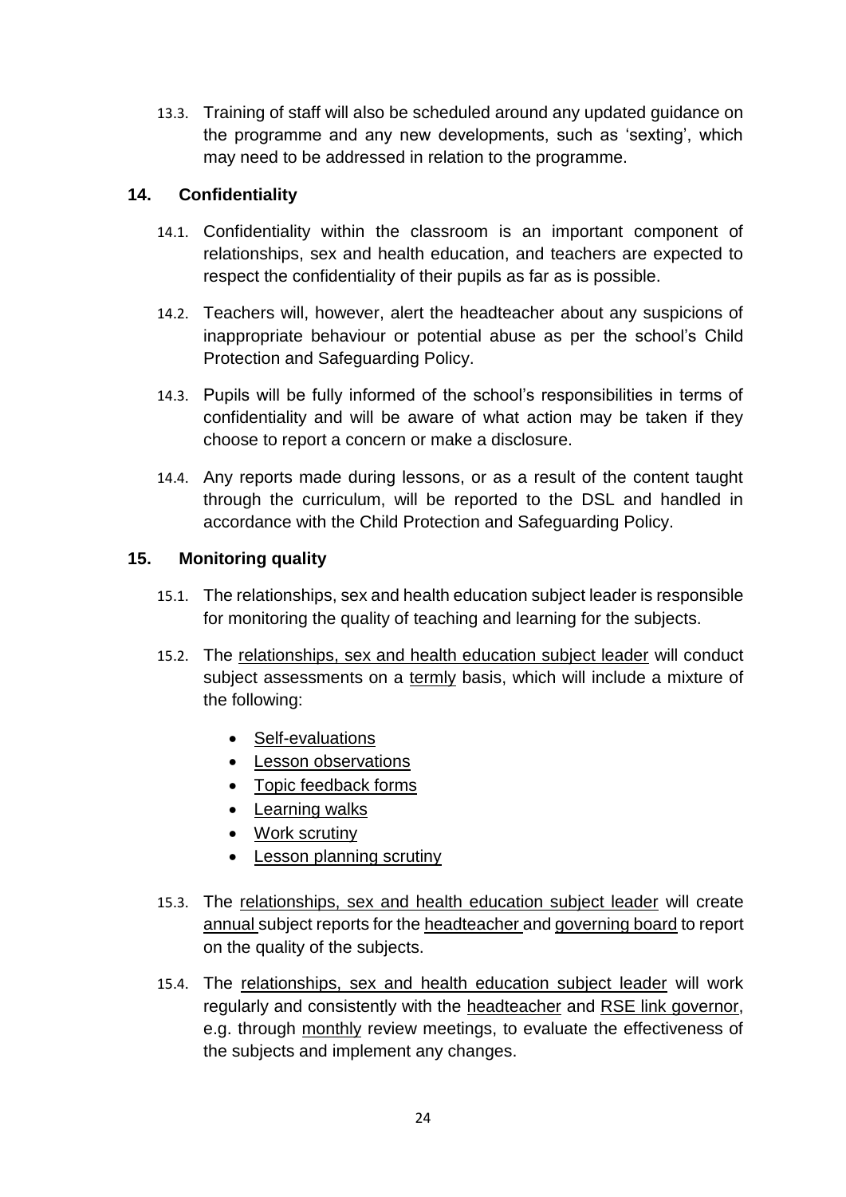13.3. Training of staff will also be scheduled around any updated guidance on the programme and any new developments, such as 'sexting', which may need to be addressed in relation to the programme.

## 14. Confidentiality

14.1. Confidentiality within the classroom is an important component of relationships, sex and health education, and teachers are expected to respect the confidentiality of their pupils as far as is possible.

14.2. Teachers will, however, alert the headteacher about any suspicions of inappropriate behaviour or potential abuse as per the school's Child Protection and Safeguarding Policy.

14.3. Pupils will be fully informed of the school's responsibilities in terms of confidentiality and will be aware of what action may be taken if they choose to report a concern or make a disclosure.

14.4. Any reports made during lessons, or as a result of the content taught through the curriculum, will be reported to the DSL and handled in accordance with the Child Protection and Safeguarding Policy.

## 15. Monitoring quality

15.1. The relationships, sex and health education subject leader is responsible for monitoring the quality of teaching and learning for the subjects.

15.2. The relationships, sex and health education subject leader will conduct subject assessments on a termly basis, which will include a mixture of the following:

- Self-evaluations
- Lesson observations
- Topic feedback forms
- Learning walks
- Work scrutiny
- Lesson planning scrutiny

15.3. The relationships, sex and health education subject leader will create annual subject reports for the headteacher and governing board to report on the quality of the subjects.

15.4. The relationships, sex and health education subject leader will work regularly and consistently with the headteacher and RSE link governor, e.g. through monthly review meetings, to evaluate the effectiveness of the subjects and implement any changes.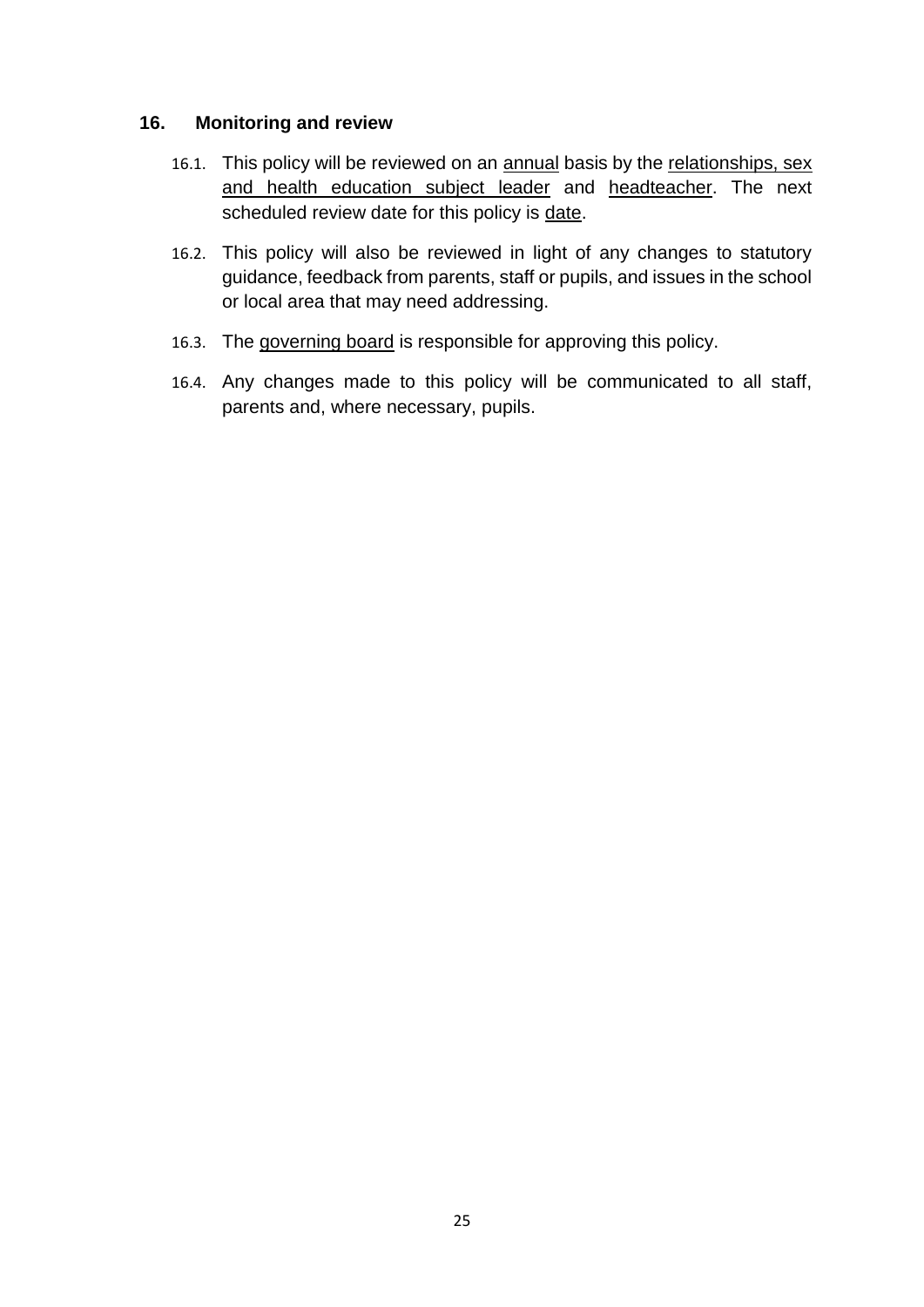## 16. Monitoring and review

16.1. This policy will be reviewed on an annual basis by the relationships, sex and health education subject leader and headteacher. The next scheduled review date for this policy is date.

16.2. This policy will also be reviewed in light of any changes to statutory guidance, feedback from parents, staff or pupils, and issues in the school or local area that may need addressing.

16.3. The governing board is responsible for approving this policy.

16.4. Any changes made to this policy will be communicated to all staff, parents and, where necessary, pupils.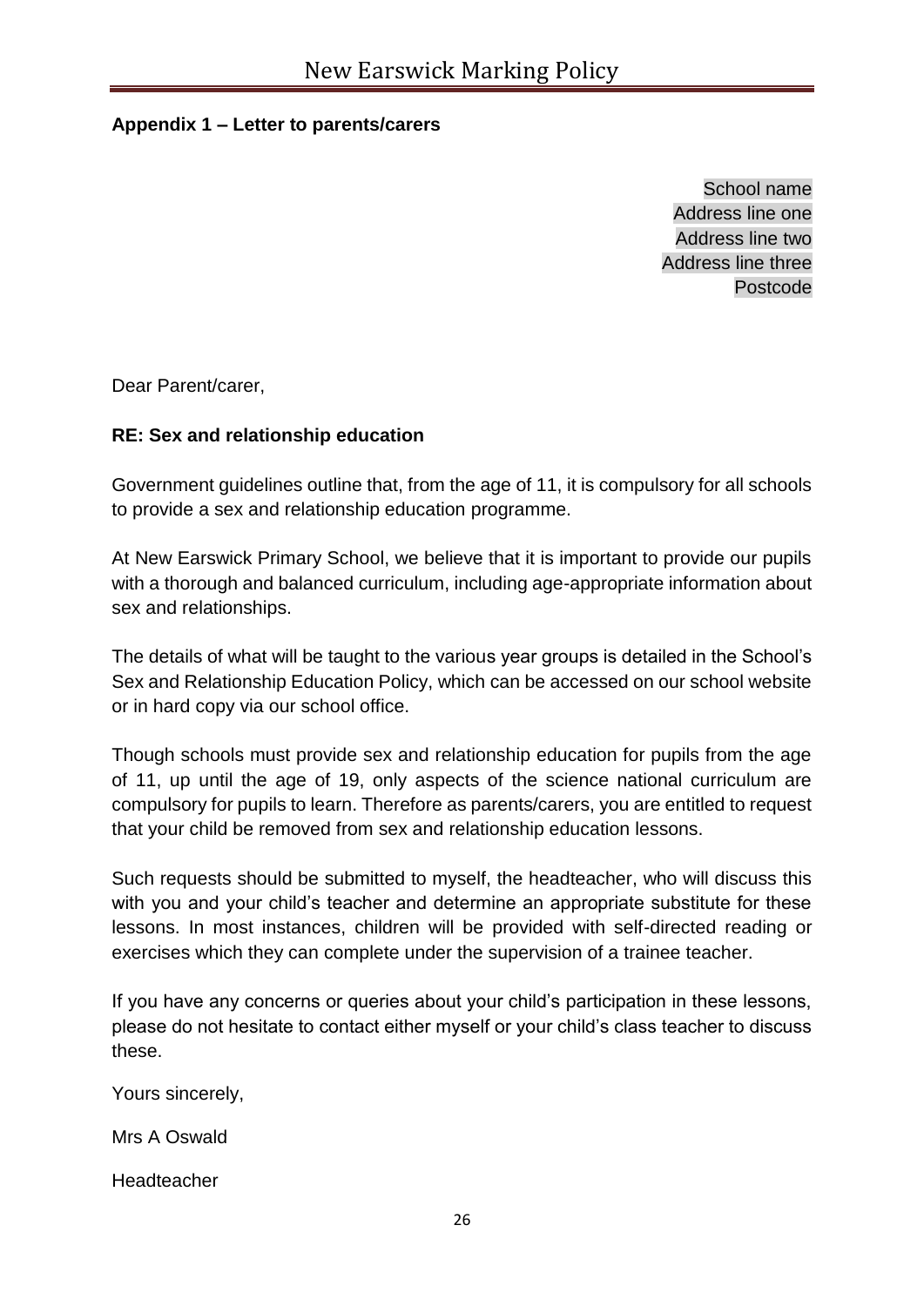**Appendix 1 – Letter to parents/carers**

School name
Address line one
Address line two
Address line three
Postcode

Dear Parent/carer,

**RE: Sex and relationship education**

Government guidelines outline that, from the age of 11, it is compulsory for all schools to provide a sex and relationship education programme.

At New Earswick Primary School, we believe that it is important to provide our pupils with a thorough and balanced curriculum, including age-appropriate information about sex and relationships.

The details of what will be taught to the various year groups is detailed in the School's Sex and Relationship Education Policy, which can be accessed on our school website or in hard copy via our school office.

Though schools must provide sex and relationship education for pupils from the age of 11, up until the age of 19, only aspects of the science national curriculum are compulsory for pupils to learn. Therefore as parents/carers, you are entitled to request that your child be removed from sex and relationship education lessons.

Such requests should be submitted to myself, the headteacher, who will discuss this with you and your child's teacher and determine an appropriate substitute for these lessons. In most instances, children will be provided with self-directed reading or exercises which they can complete under the supervision of a trainee teacher.

If you have any concerns or queries about your child's participation in these lessons, please do not hesitate to contact either myself or your child's class teacher to discuss these.

Yours sincerely,

Mrs A Oswald

Headteacher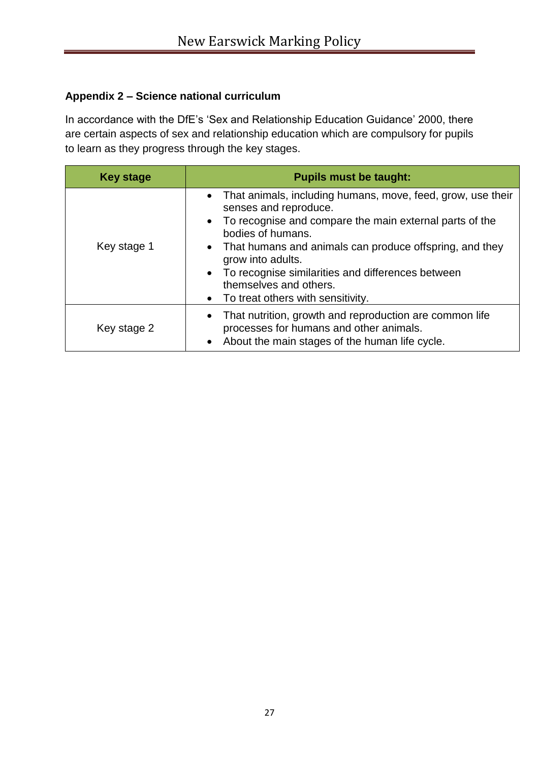### Appendix 2 – Science national curriculum

In accordance with the DfE's 'Sex and Relationship Education Guidance' 2000, there are certain aspects of sex and relationship education which are compulsory for pupils to learn as they progress through the key stages.

| Key stage | Pupils must be taught: |
| --- | --- |
| Key stage 1 | • That animals, including humans, move, feed, grow, use their senses and reproduce.<br>• To recognise and compare the main external parts of the bodies of humans.<br>• That humans and animals can produce offspring, and they grow into adults.<br>• To recognise similarities and differences between themselves and others.<br>• To treat others with sensitivity. |
| Key stage 2 | • That nutrition, growth and reproduction are common life processes for humans and other animals.<br>• About the main stages of the human life cycle. |